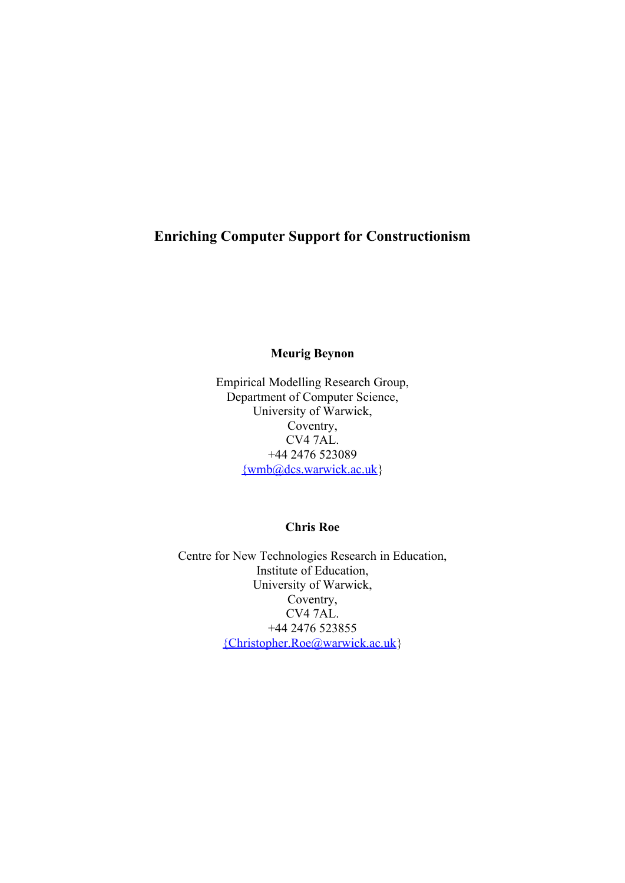# Enriching Computer Support for Constructionism

**Meurig Beynon**

Empirical Modelling Research Group,  
Department of Computer Science,  
University of Warwick,  
Coventry,  
CV4 7AL.  
+44 2476 523089  
{wmb@dcs.warwick.ac.uk}

**Chris Roe**

Centre for New Technologies Research in Education,  
Institute of Education,  
University of Warwick,  
Coventry,  
CV4 7AL.  
+44 2476 523855  
{Christopher.Roe@warwick.ac.uk}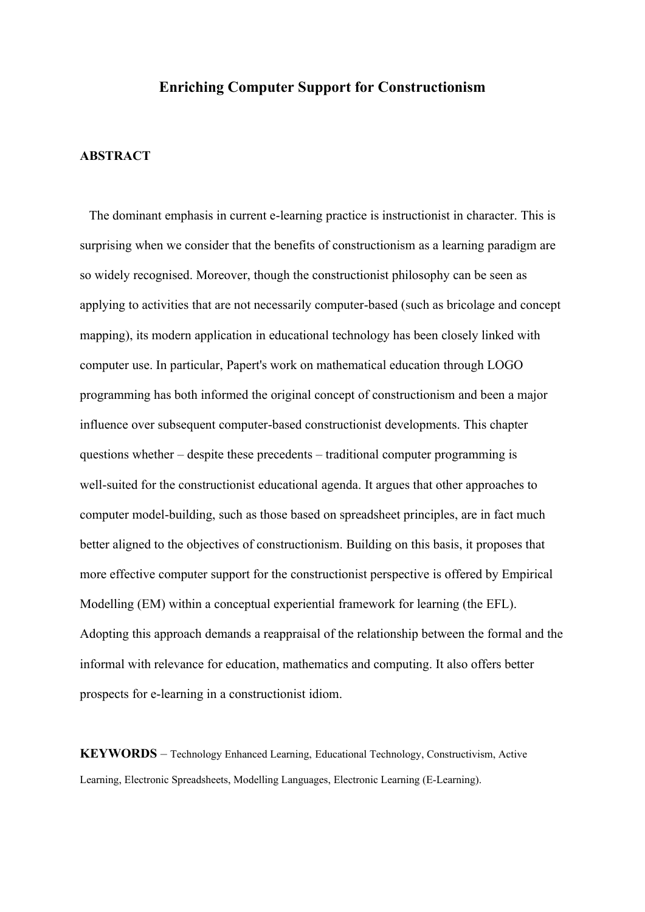# Enriching Computer Support for Constructionism

## ABSTRACT

The dominant emphasis in current e-learning practice is instructionist in character. This is surprising when we consider that the benefits of constructionism as a learning paradigm are so widely recognised. Moreover, though the constructionist philosophy can be seen as applying to activities that are not necessarily computer-based (such as bricolage and concept mapping), its modern application in educational technology has been closely linked with computer use. In particular, Papert's work on mathematical education through LOGO programming has both informed the original concept of constructionism and been a major influence over subsequent computer-based constructionist developments. This chapter questions whether – despite these precedents – traditional computer programming is well-suited for the constructionist educational agenda. It argues that other approaches to computer model-building, such as those based on spreadsheet principles, are in fact much better aligned to the objectives of constructionism. Building on this basis, it proposes that more effective computer support for the constructionist perspective is offered by Empirical Modelling (EM) within a conceptual experiential framework for learning (the EFL). Adopting this approach demands a reappraisal of the relationship between the formal and the informal with relevance for education, mathematics and computing. It also offers better prospects for e-learning in a constructionist idiom.

**KEYWORDS** – Technology Enhanced Learning, Educational Technology, Constructivism, Active Learning, Electronic Spreadsheets, Modelling Languages, Electronic Learning (E-Learning).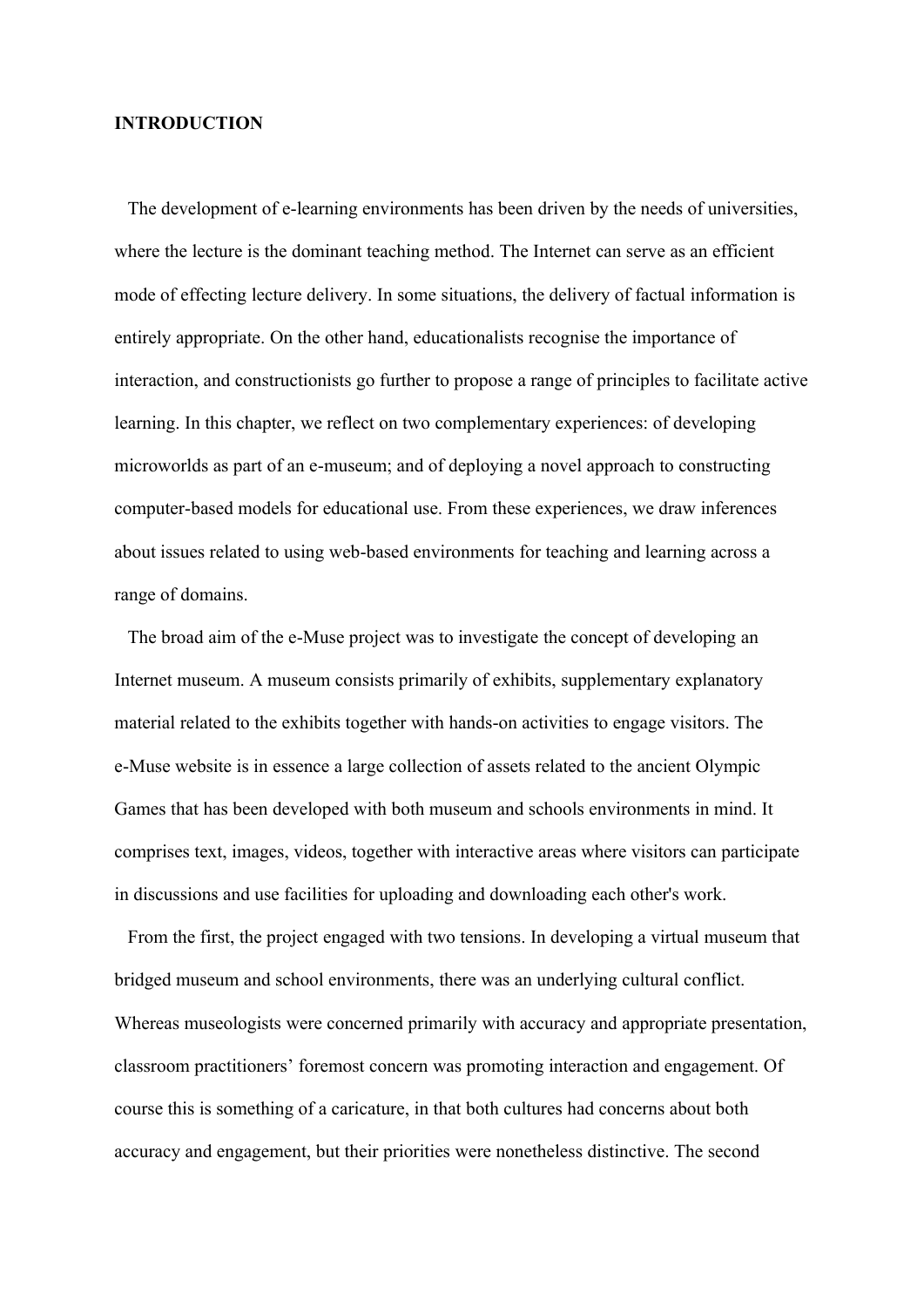## INTRODUCTION

The development of e-learning environments has been driven by the needs of universities, where the lecture is the dominant teaching method. The Internet can serve as an efficient mode of effecting lecture delivery. In some situations, the delivery of factual information is entirely appropriate. On the other hand, educationalists recognise the importance of interaction, and constructionists go further to propose a range of principles to facilitate active learning. In this chapter, we reflect on two complementary experiences: of developing microworlds as part of an e-museum; and of deploying a novel approach to constructing computer-based models for educational use. From these experiences, we draw inferences about issues related to using web-based environments for teaching and learning across a range of domains.

The broad aim of the e-Muse project was to investigate the concept of developing an Internet museum. A museum consists primarily of exhibits, supplementary explanatory material related to the exhibits together with hands-on activities to engage visitors. The e-Muse website is in essence a large collection of assets related to the ancient Olympic Games that has been developed with both museum and schools environments in mind. It comprises text, images, videos, together with interactive areas where visitors can participate in discussions and use facilities for uploading and downloading each other's work.

From the first, the project engaged with two tensions. In developing a virtual museum that bridged museum and school environments, there was an underlying cultural conflict. Whereas museologists were concerned primarily with accuracy and appropriate presentation, classroom practitioners' foremost concern was promoting interaction and engagement. Of course this is something of a caricature, in that both cultures had concerns about both accuracy and engagement, but their priorities were nonetheless distinctive. The second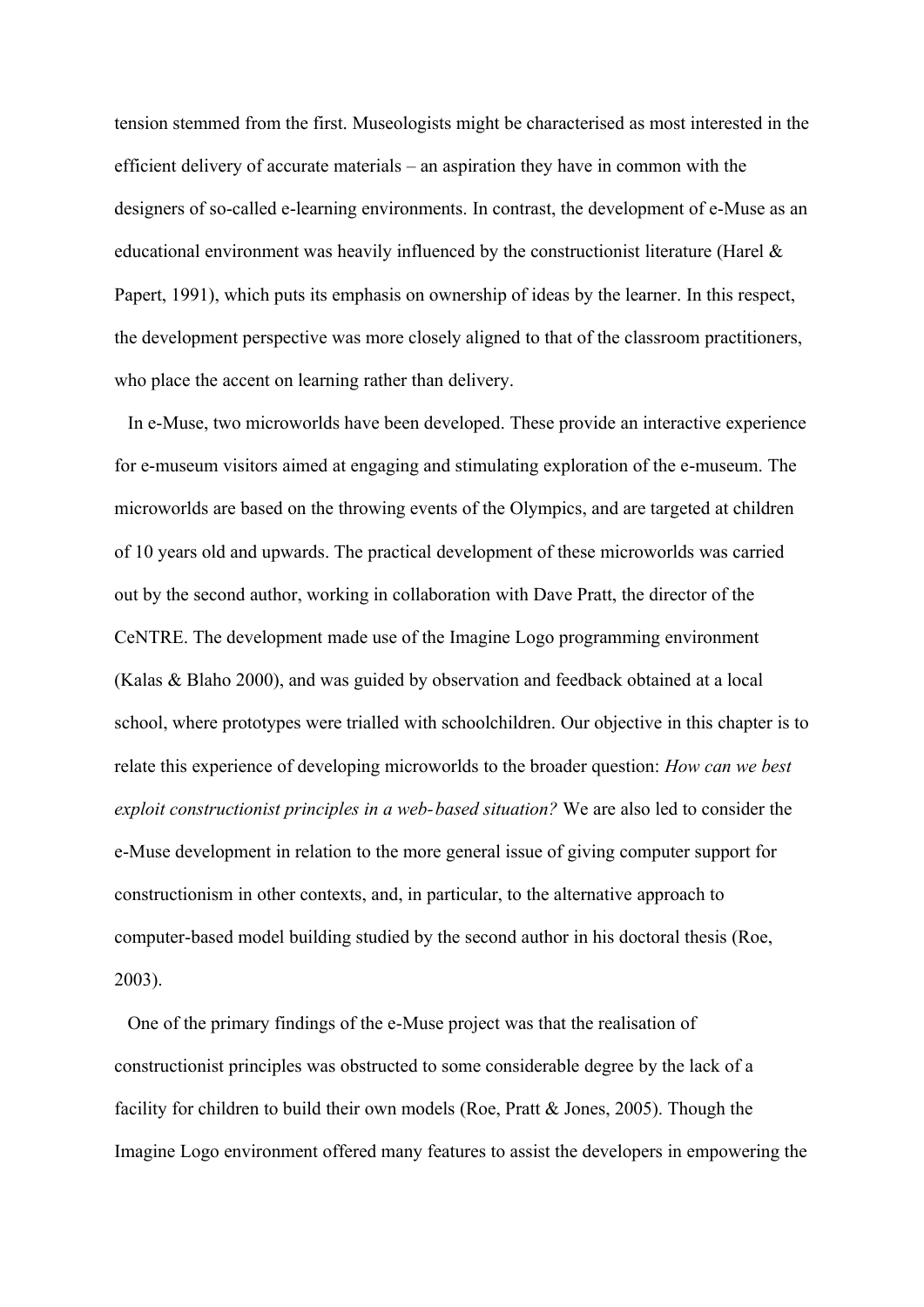tension stemmed from the first. Museologists might be characterised as most interested in the efficient delivery of accurate materials – an aspiration they have in common with the designers of so-called e-learning environments. In contrast, the development of e-Muse as an educational environment was heavily influenced by the constructionist literature (Harel & Papert, 1991), which puts its emphasis on ownership of ideas by the learner. In this respect, the development perspective was more closely aligned to that of the classroom practitioners, who place the accent on learning rather than delivery.

In e-Muse, two microworlds have been developed. These provide an interactive experience for e-museum visitors aimed at engaging and stimulating exploration of the e-museum. The microworlds are based on the throwing events of the Olympics, and are targeted at children of 10 years old and upwards. The practical development of these microworlds was carried out by the second author, working in collaboration with Dave Pratt, the director of the CeNTRE. The development made use of the Imagine Logo programming environment (Kalas & Blaho 2000), and was guided by observation and feedback obtained at a local school, where prototypes were trialled with schoolchildren. Our objective in this chapter is to relate this experience of developing microworlds to the broader question: *How can we best exploit constructionist principles in a web-based situation?* We are also led to consider the e-Muse development in relation to the more general issue of giving computer support for constructionism in other contexts, and, in particular, to the alternative approach to computer-based model building studied by the second author in his doctoral thesis (Roe, 2003).

One of the primary findings of the e-Muse project was that the realisation of constructionist principles was obstructed to some considerable degree by the lack of a facility for children to build their own models (Roe, Pratt & Jones, 2005). Though the Imagine Logo environment offered many features to assist the developers in empowering the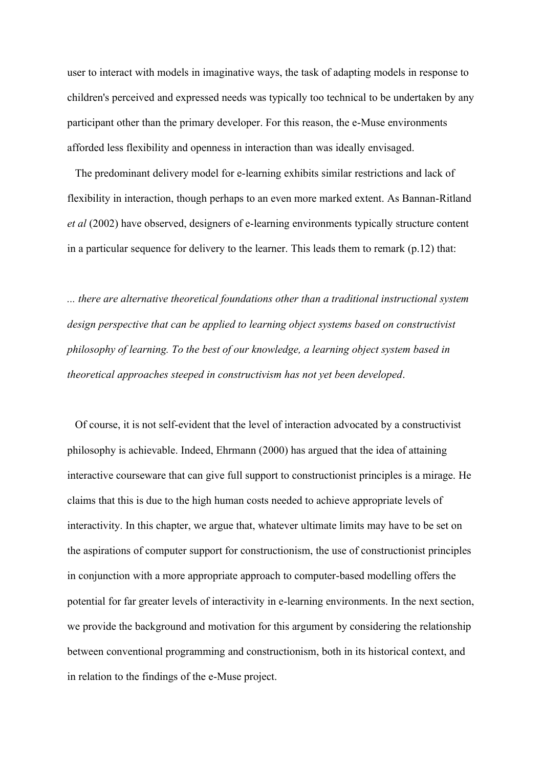user to interact with models in imaginative ways, the task of adapting models in response to children's perceived and expressed needs was typically too technical to be undertaken by any participant other than the primary developer. For this reason, the e-Muse environments afforded less flexibility and openness in interaction than was ideally envisaged.

The predominant delivery model for e-learning exhibits similar restrictions and lack of flexibility in interaction, though perhaps to an even more marked extent. As Bannan-Ritland *et al* (2002) have observed, designers of e-learning environments typically structure content in a particular sequence for delivery to the learner. This leads them to remark (p.12) that:

*... there are alternative theoretical foundations other than a traditional instructional system design perspective that can be applied to learning object systems based on constructivist philosophy of learning. To the best of our knowledge, a learning object system based in theoretical approaches steeped in constructivism has not yet been developed*.

Of course, it is not self-evident that the level of interaction advocated by a constructivist philosophy is achievable. Indeed, Ehrmann (2000) has argued that the idea of attaining interactive courseware that can give full support to constructionist principles is a mirage. He claims that this is due to the high human costs needed to achieve appropriate levels of interactivity. In this chapter, we argue that, whatever ultimate limits may have to be set on the aspirations of computer support for constructionism, the use of constructionist principles in conjunction with a more appropriate approach to computer-based modelling offers the potential for far greater levels of interactivity in e-learning environments. In the next section, we provide the background and motivation for this argument by considering the relationship between conventional programming and constructionism, both in its historical context, and in relation to the findings of the e-Muse project.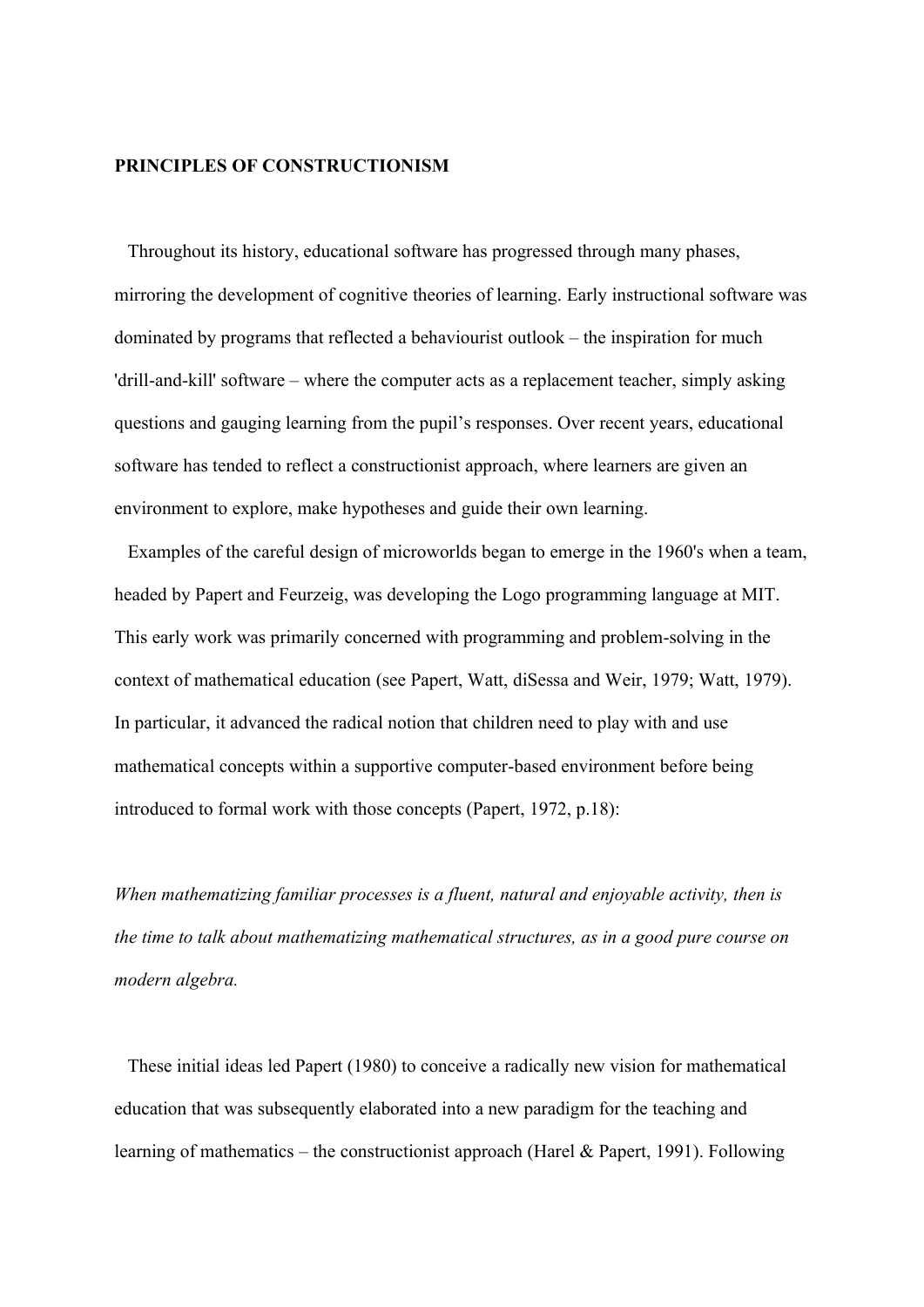**PRINCIPLES OF CONSTRUCTIONISM**

Throughout its history, educational software has progressed through many phases, mirroring the development of cognitive theories of learning. Early instructional software was dominated by programs that reflected a behaviourist outlook – the inspiration for much 'drill-and-kill' software – where the computer acts as a replacement teacher, simply asking questions and gauging learning from the pupil's responses. Over recent years, educational software has tended to reflect a constructionist approach, where learners are given an environment to explore, make hypotheses and guide their own learning.

Examples of the careful design of microworlds began to emerge in the 1960's when a team, headed by Papert and Feurzeig, was developing the Logo programming language at MIT. This early work was primarily concerned with programming and problem-solving in the context of mathematical education (see Papert, Watt, diSessa and Weir, 1979; Watt, 1979). In particular, it advanced the radical notion that children need to play with and use mathematical concepts within a supportive computer-based environment before being introduced to formal work with those concepts (Papert, 1972, p.18):

*When mathematizing familiar processes is a fluent, natural and enjoyable activity, then is the time to talk about mathematizing mathematical structures, as in a good pure course on modern algebra.*

These initial ideas led Papert (1980) to conceive a radically new vision for mathematical education that was subsequently elaborated into a new paradigm for the teaching and learning of mathematics – the constructionist approach (Harel & Papert, 1991). Following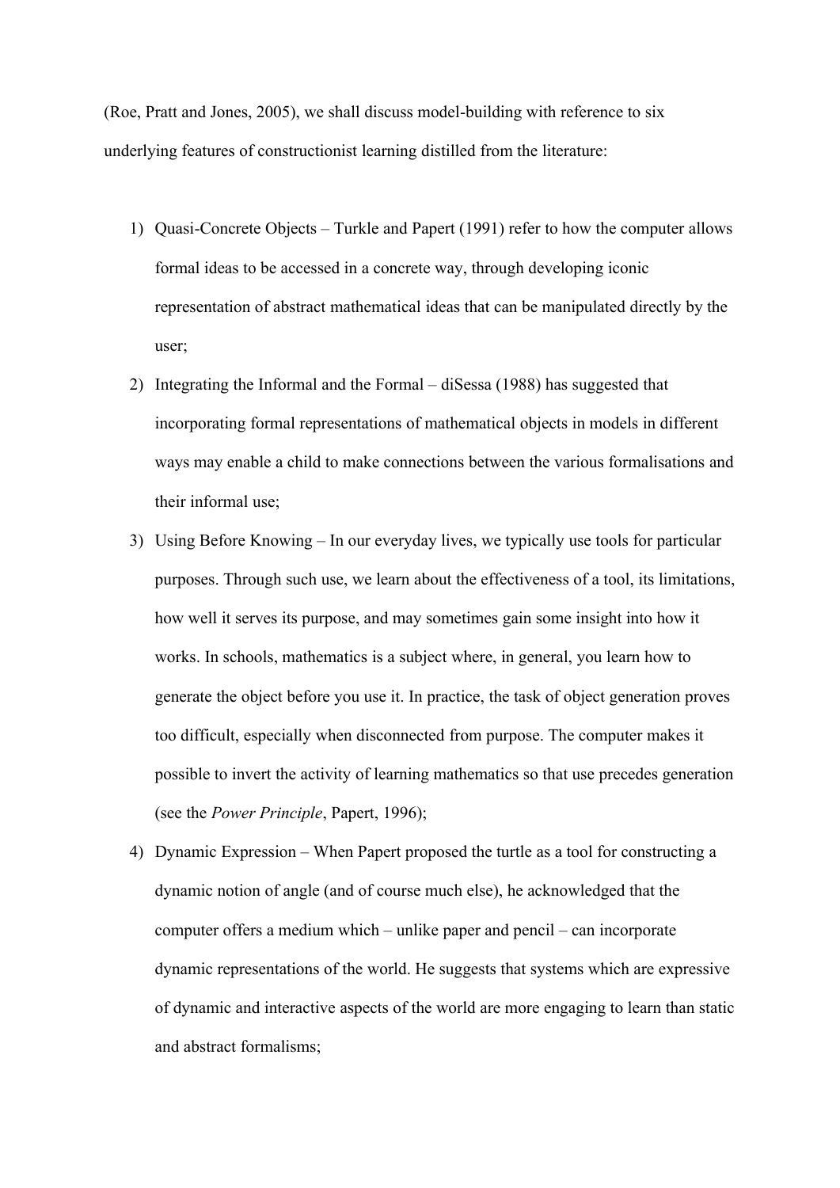(Roe, Pratt and Jones, 2005), we shall discuss model-building with reference to six underlying features of constructionist learning distilled from the literature:

1) Quasi-Concrete Objects – Turkle and Papert (1991) refer to how the computer allows formal ideas to be accessed in a concrete way, through developing iconic representation of abstract mathematical ideas that can be manipulated directly by the user;
2) Integrating the Informal and the Formal – diSessa (1988) has suggested that incorporating formal representations of mathematical objects in models in different ways may enable a child to make connections between the various formalisations and their informal use;
3) Using Before Knowing – In our everyday lives, we typically use tools for particular purposes. Through such use, we learn about the effectiveness of a tool, its limitations, how well it serves its purpose, and may sometimes gain some insight into how it works. In schools, mathematics is a subject where, in general, you learn how to generate the object before you use it. In practice, the task of object generation proves too difficult, especially when disconnected from purpose. The computer makes it possible to invert the activity of learning mathematics so that use precedes generation (see the *Power Principle*, Papert, 1996);
4) Dynamic Expression – When Papert proposed the turtle as a tool for constructing a dynamic notion of angle (and of course much else), he acknowledged that the computer offers a medium which – unlike paper and pencil – can incorporate dynamic representations of the world. He suggests that systems which are expressive of dynamic and interactive aspects of the world are more engaging to learn than static and abstract formalisms;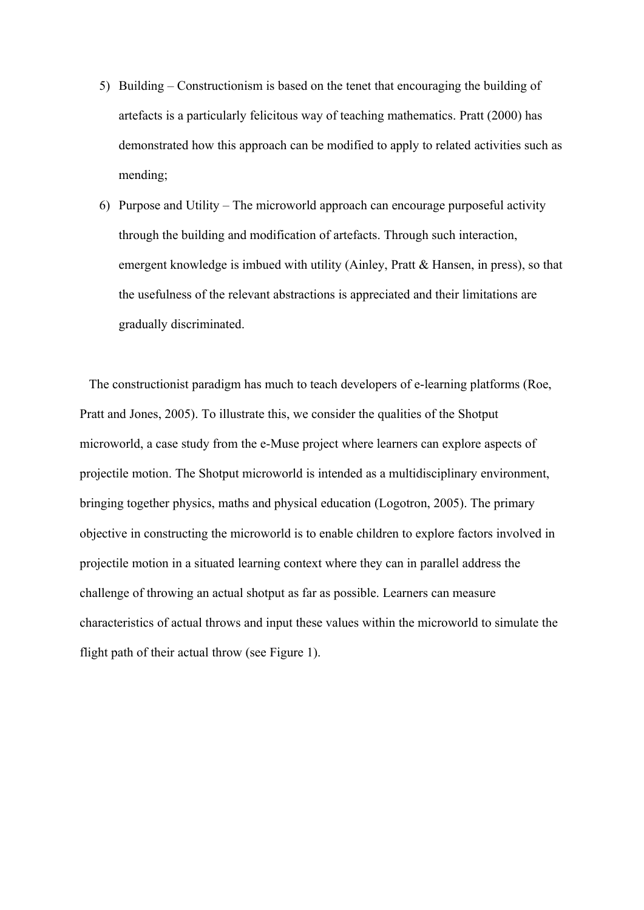5) Building – Constructionism is based on the tenet that encouraging the building of artefacts is a particularly felicitous way of teaching mathematics. Pratt (2000) has demonstrated how this approach can be modified to apply to related activities such as mending;

6) Purpose and Utility – The microworld approach can encourage purposeful activity through the building and modification of artefacts. Through such interaction, emergent knowledge is imbued with utility (Ainley, Pratt & Hansen, in press), so that the usefulness of the relevant abstractions is appreciated and their limitations are gradually discriminated.

The constructionist paradigm has much to teach developers of e-learning platforms (Roe, Pratt and Jones, 2005). To illustrate this, we consider the qualities of the Shotput microworld, a case study from the e-Muse project where learners can explore aspects of projectile motion. The Shotput microworld is intended as a multidisciplinary environment, bringing together physics, maths and physical education (Logotron, 2005). The primary objective in constructing the microworld is to enable children to explore factors involved in projectile motion in a situated learning context where they can in parallel address the challenge of throwing an actual shotput as far as possible. Learners can measure characteristics of actual throws and input these values within the microworld to simulate the flight path of their actual throw (see Figure 1).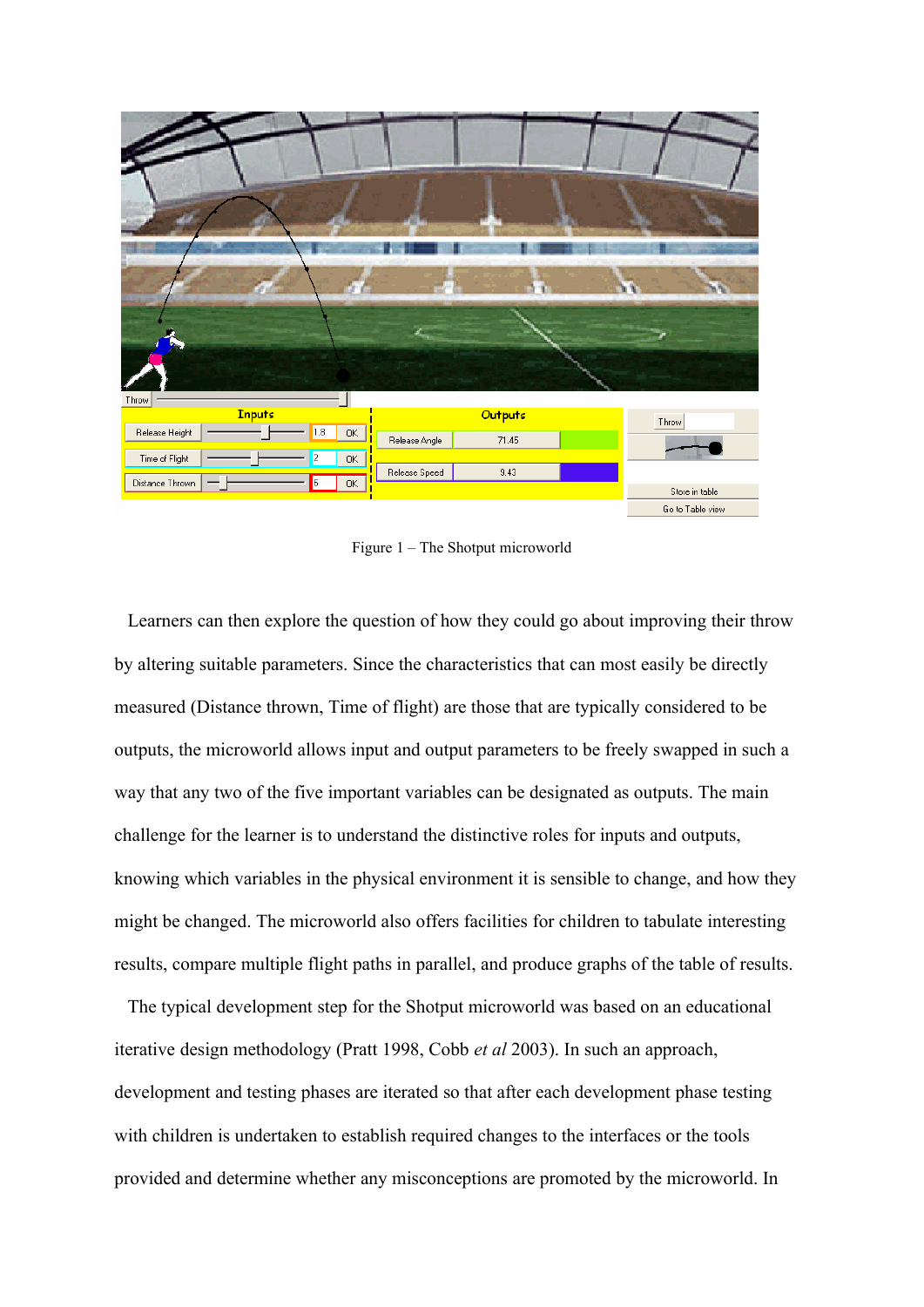Figure 1 – The Shotput microworld

Learners can then explore the question of how they could go about improving their throw by altering suitable parameters. Since the characteristics that can most easily be directly measured (Distance thrown, Time of flight) are those that are typically considered to be outputs, the microworld allows input and output parameters to be freely swapped in such a way that any two of the five important variables can be designated as outputs. The main challenge for the learner is to understand the distinctive roles for inputs and outputs, knowing which variables in the physical environment it is sensible to change, and how they might be changed. The microworld also offers facilities for children to tabulate interesting results, compare multiple flight paths in parallel, and produce graphs of the table of results.

The typical development step for the Shotput microworld was based on an educational iterative design methodology (Pratt 1998, Cobb *et al* 2003). In such an approach, development and testing phases are iterated so that after each development phase testing with children is undertaken to establish required changes to the interfaces or the tools provided and determine whether any misconceptions are promoted by the microworld. In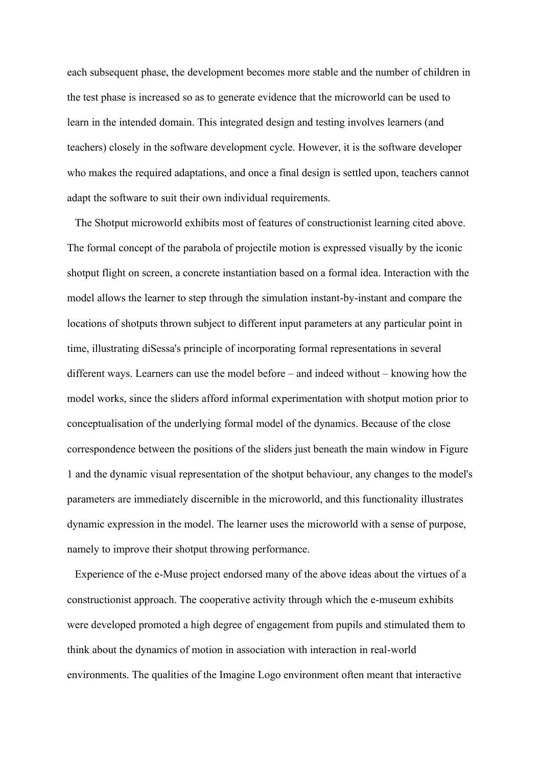each subsequent phase, the development becomes more stable and the number of children in the test phase is increased so as to generate evidence that the microworld can be used to learn in the intended domain. This integrated design and testing involves learners (and teachers) closely in the software development cycle. However, it is the software developer who makes the required adaptations, and once a final design is settled upon, teachers cannot adapt the software to suit their own individual requirements.

The Shotput microworld exhibits most of features of constructionist learning cited above. The formal concept of the parabola of projectile motion is expressed visually by the iconic shotput flight on screen, a concrete instantiation based on a formal idea. Interaction with the model allows the learner to step through the simulation instant-by-instant and compare the locations of shotputs thrown subject to different input parameters at any particular point in time, illustrating diSessa's principle of incorporating formal representations in several different ways. Learners can use the model before – and indeed without – knowing how the model works, since the sliders afford informal experimentation with shotput motion prior to conceptualisation of the underlying formal model of the dynamics. Because of the close correspondence between the positions of the sliders just beneath the main window in Figure 1 and the dynamic visual representation of the shotput behaviour, any changes to the model's parameters are immediately discernible in the microworld, and this functionality illustrates dynamic expression in the model. The learner uses the microworld with a sense of purpose, namely to improve their shotput throwing performance.

Experience of the e-Muse project endorsed many of the above ideas about the virtues of a constructionist approach. The cooperative activity through which the e-museum exhibits were developed promoted a high degree of engagement from pupils and stimulated them to think about the dynamics of motion in association with interaction in real-world environments. The qualities of the Imagine Logo environment often meant that interactive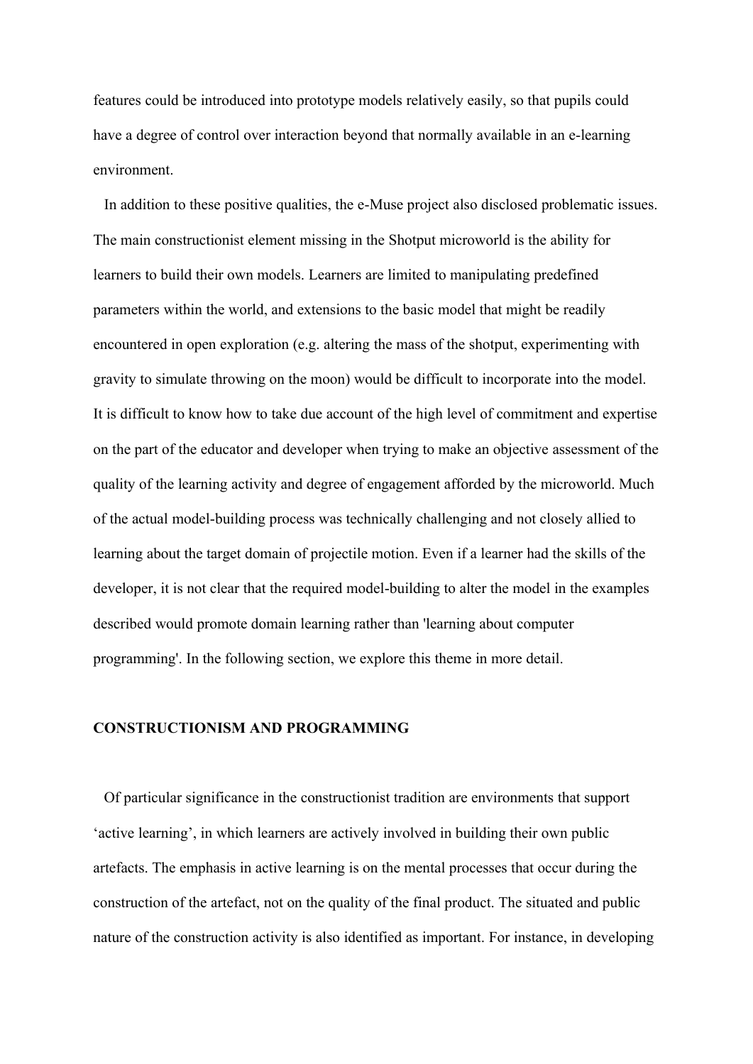features could be introduced into prototype models relatively easily, so that pupils could have a degree of control over interaction beyond that normally available in an e-learning environment.

In addition to these positive qualities, the e-Muse project also disclosed problematic issues. The main constructionist element missing in the Shotput microworld is the ability for learners to build their own models. Learners are limited to manipulating predefined parameters within the world, and extensions to the basic model that might be readily encountered in open exploration (e.g. altering the mass of the shotput, experimenting with gravity to simulate throwing on the moon) would be difficult to incorporate into the model. It is difficult to know how to take due account of the high level of commitment and expertise on the part of the educator and developer when trying to make an objective assessment of the quality of the learning activity and degree of engagement afforded by the microworld. Much of the actual model-building process was technically challenging and not closely allied to learning about the target domain of projectile motion. Even if a learner had the skills of the developer, it is not clear that the required model-building to alter the model in the examples described would promote domain learning rather than 'learning about computer programming'. In the following section, we explore this theme in more detail.

## CONSTRUCTIONISM AND PROGRAMMING

Of particular significance in the constructionist tradition are environments that support ‘active learning’, in which learners are actively involved in building their own public artefacts. The emphasis in active learning is on the mental processes that occur during the construction of the artefact, not on the quality of the final product. The situated and public nature of the construction activity is also identified as important. For instance, in developing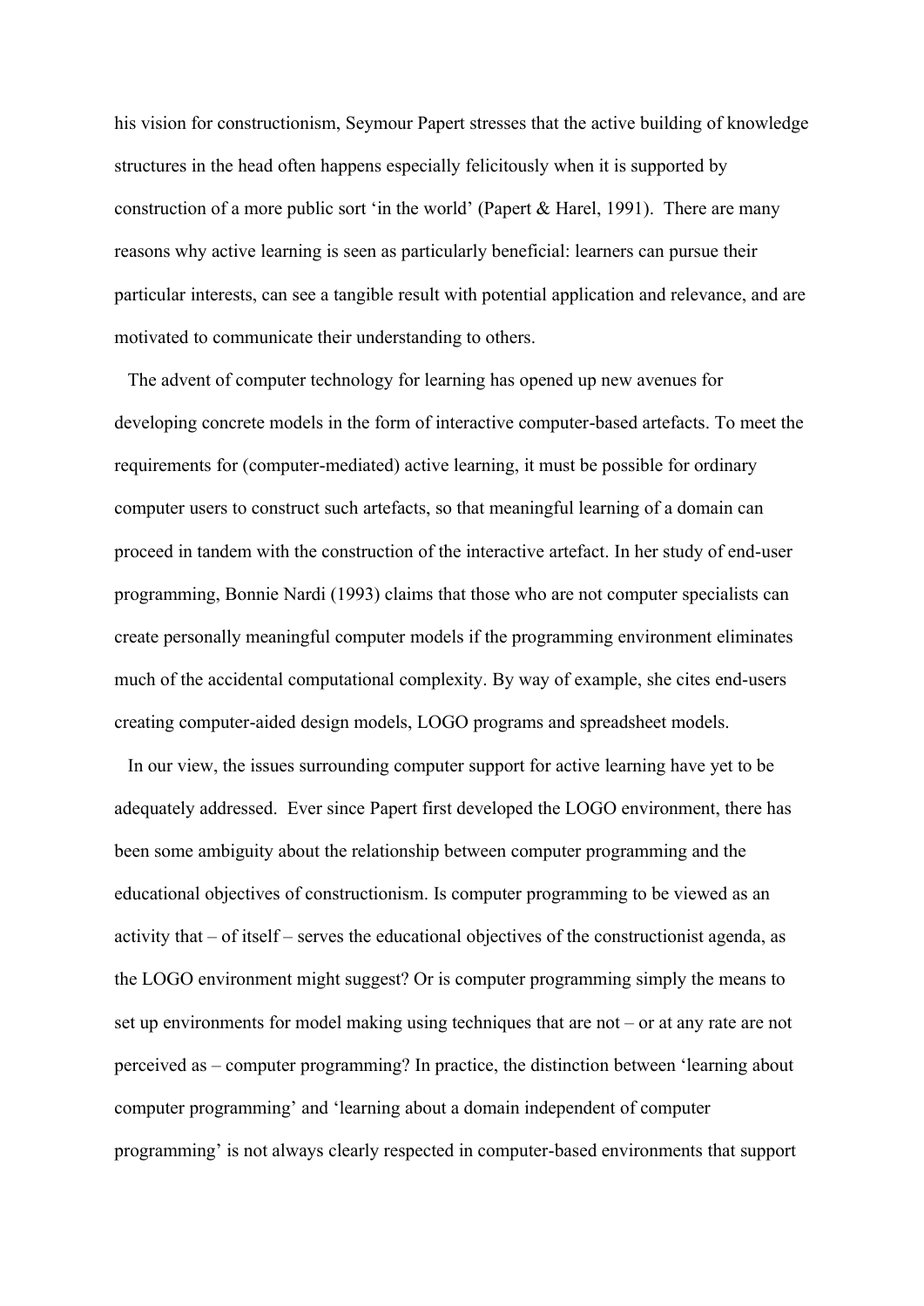his vision for constructionism, Seymour Papert stresses that the active building of knowledge structures in the head often happens especially felicitously when it is supported by construction of a more public sort 'in the world' (Papert & Harel, 1991). There are many reasons why active learning is seen as particularly beneficial: learners can pursue their particular interests, can see a tangible result with potential application and relevance, and are motivated to communicate their understanding to others.

The advent of computer technology for learning has opened up new avenues for developing concrete models in the form of interactive computer-based artefacts. To meet the requirements for (computer-mediated) active learning, it must be possible for ordinary computer users to construct such artefacts, so that meaningful learning of a domain can proceed in tandem with the construction of the interactive artefact. In her study of end-user programming, Bonnie Nardi (1993) claims that those who are not computer specialists can create personally meaningful computer models if the programming environment eliminates much of the accidental computational complexity. By way of example, she cites end-users creating computer-aided design models, LOGO programs and spreadsheet models.

In our view, the issues surrounding computer support for active learning have yet to be adequately addressed. Ever since Papert first developed the LOGO environment, there has been some ambiguity about the relationship between computer programming and the educational objectives of constructionism. Is computer programming to be viewed as an activity that – of itself – serves the educational objectives of the constructionist agenda, as the LOGO environment might suggest? Or is computer programming simply the means to set up environments for model making using techniques that are not – or at any rate are not perceived as – computer programming? In practice, the distinction between 'learning about computer programming' and 'learning about a domain independent of computer programming' is not always clearly respected in computer-based environments that support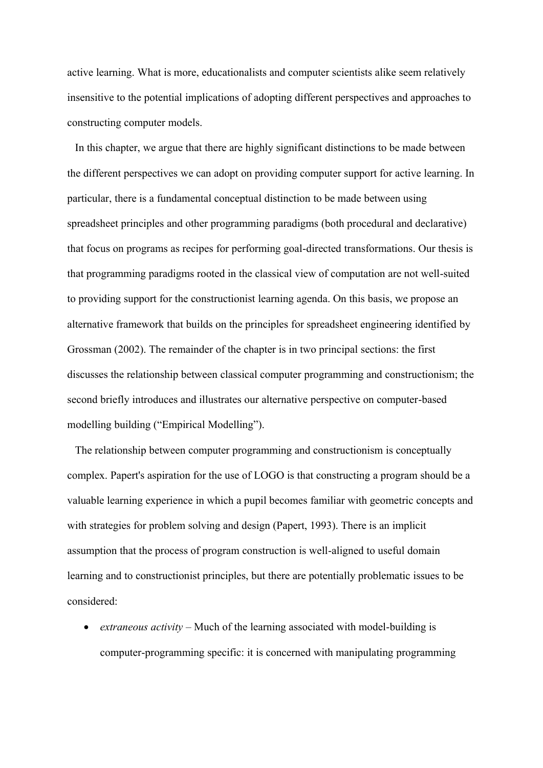active learning. What is more, educationalists and computer scientists alike seem relatively insensitive to the potential implications of adopting different perspectives and approaches to constructing computer models.

In this chapter, we argue that there are highly significant distinctions to be made between the different perspectives we can adopt on providing computer support for active learning. In particular, there is a fundamental conceptual distinction to be made between using spreadsheet principles and other programming paradigms (both procedural and declarative) that focus on programs as recipes for performing goal-directed transformations. Our thesis is that programming paradigms rooted in the classical view of computation are not well-suited to providing support for the constructionist learning agenda. On this basis, we propose an alternative framework that builds on the principles for spreadsheet engineering identified by Grossman (2002). The remainder of the chapter is in two principal sections: the first discusses the relationship between classical computer programming and constructionism; the second briefly introduces and illustrates our alternative perspective on computer-based modelling building ("Empirical Modelling").

The relationship between computer programming and constructionism is conceptually complex. Papert's aspiration for the use of LOGO is that constructing a program should be a valuable learning experience in which a pupil becomes familiar with geometric concepts and with strategies for problem solving and design (Papert, 1993). There is an implicit assumption that the process of program construction is well-aligned to useful domain learning and to constructionist principles, but there are potentially problematic issues to be considered:

- *extraneous activity* – Much of the learning associated with model-building is computer-programming specific: it is concerned with manipulating programming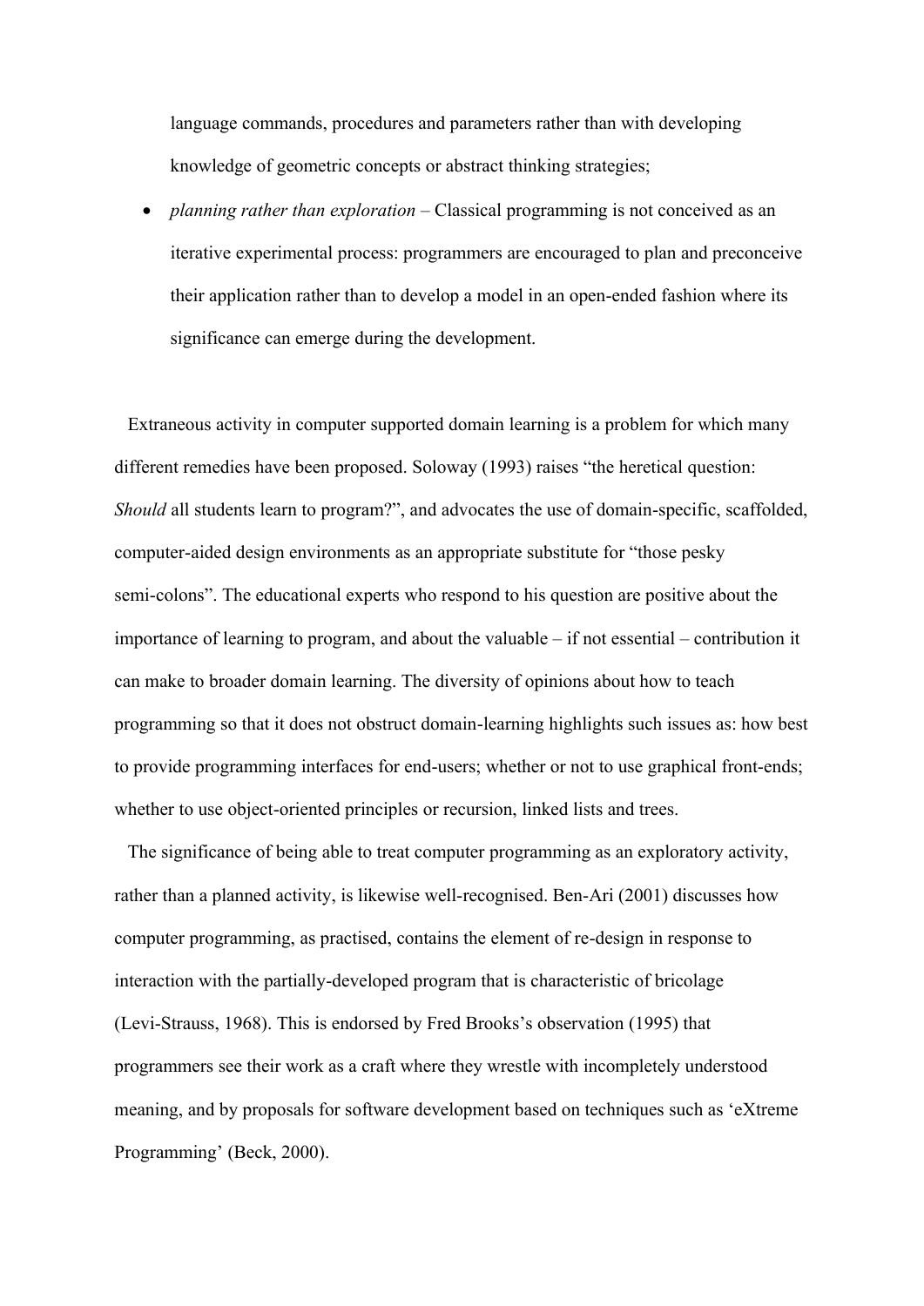language commands, procedures and parameters rather than with developing knowledge of geometric concepts or abstract thinking strategies;

- *planning rather than exploration* – Classical programming is not conceived as an iterative experimental process: programmers are encouraged to plan and preconceive their application rather than to develop a model in an open-ended fashion where its significance can emerge during the development.

Extraneous activity in computer supported domain learning is a problem for which many different remedies have been proposed. Soloway (1993) raises "the heretical question: *Should* all students learn to program?", and advocates the use of domain-specific, scaffolded, computer-aided design environments as an appropriate substitute for "those pesky semi-colons". The educational experts who respond to his question are positive about the importance of learning to program, and about the valuable – if not essential – contribution it can make to broader domain learning. The diversity of opinions about how to teach programming so that it does not obstruct domain-learning highlights such issues as: how best to provide programming interfaces for end-users; whether or not to use graphical front-ends; whether to use object-oriented principles or recursion, linked lists and trees.

The significance of being able to treat computer programming as an exploratory activity, rather than a planned activity, is likewise well-recognised. Ben-Ari (2001) discusses how computer programming, as practised, contains the element of re-design in response to interaction with the partially-developed program that is characteristic of bricolage (Levi-Strauss, 1968). This is endorsed by Fred Brooks's observation (1995) that programmers see their work as a craft where they wrestle with incompletely understood meaning, and by proposals for software development based on techniques such as 'eXtreme Programming' (Beck, 2000).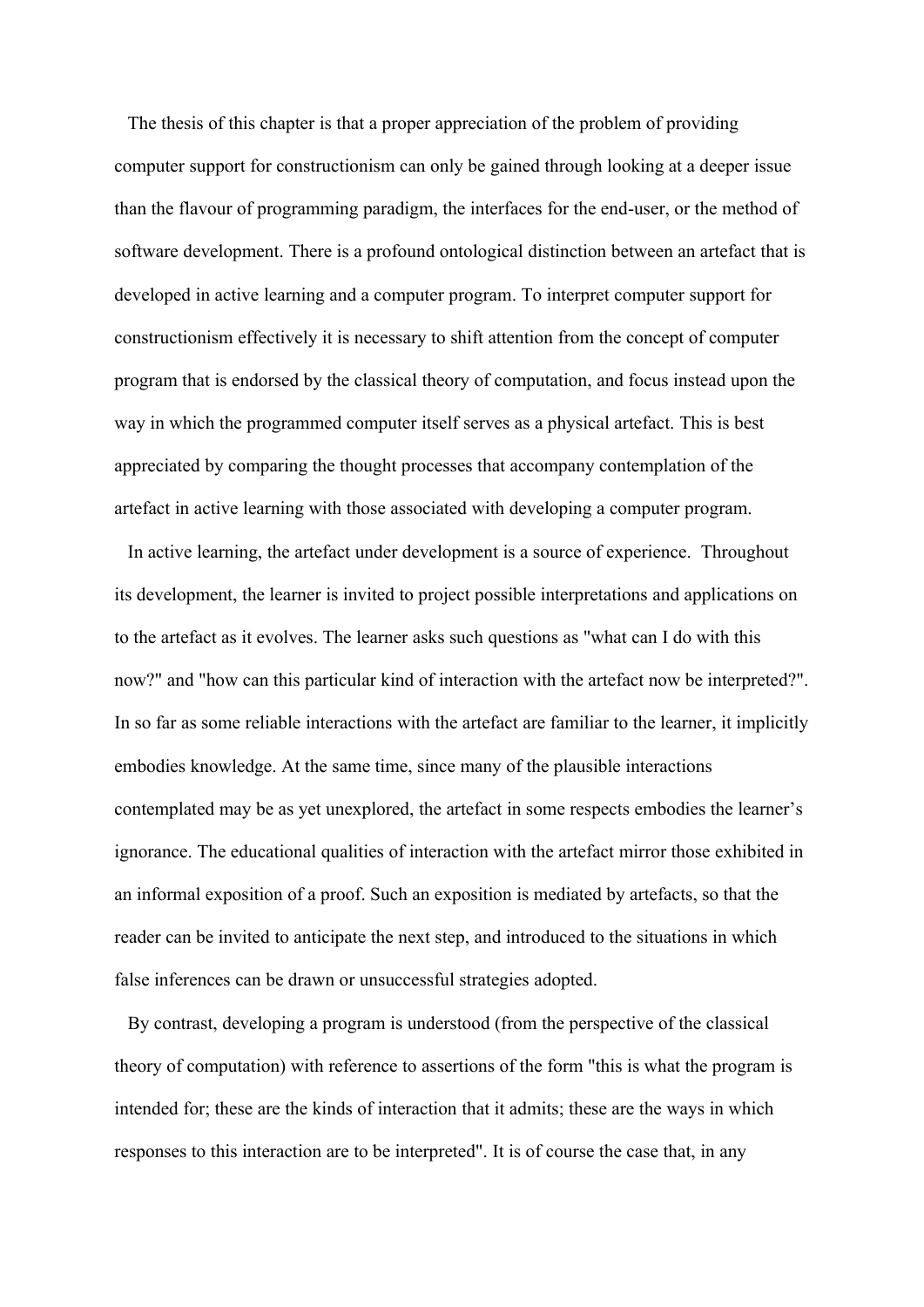The thesis of this chapter is that a proper appreciation of the problem of providing computer support for constructionism can only be gained through looking at a deeper issue than the flavour of programming paradigm, the interfaces for the end-user, or the method of software development. There is a profound ontological distinction between an artefact that is developed in active learning and a computer program. To interpret computer support for constructionism effectively it is necessary to shift attention from the concept of computer program that is endorsed by the classical theory of computation, and focus instead upon the way in which the programmed computer itself serves as a physical artefact. This is best appreciated by comparing the thought processes that accompany contemplation of the artefact in active learning with those associated with developing a computer program.

In active learning, the artefact under development is a source of experience. Throughout its development, the learner is invited to project possible interpretations and applications on to the artefact as it evolves. The learner asks such questions as "what can I do with this now?" and "how can this particular kind of interaction with the artefact now be interpreted?". In so far as some reliable interactions with the artefact are familiar to the learner, it implicitly embodies knowledge. At the same time, since many of the plausible interactions contemplated may be as yet unexplored, the artefact in some respects embodies the learner's ignorance. The educational qualities of interaction with the artefact mirror those exhibited in an informal exposition of a proof. Such an exposition is mediated by artefacts, so that the reader can be invited to anticipate the next step, and introduced to the situations in which false inferences can be drawn or unsuccessful strategies adopted.

By contrast, developing a program is understood (from the perspective of the classical theory of computation) with reference to assertions of the form "this is what the program is intended for; these are the kinds of interaction that it admits; these are the ways in which responses to this interaction are to be interpreted". It is of course the case that, in any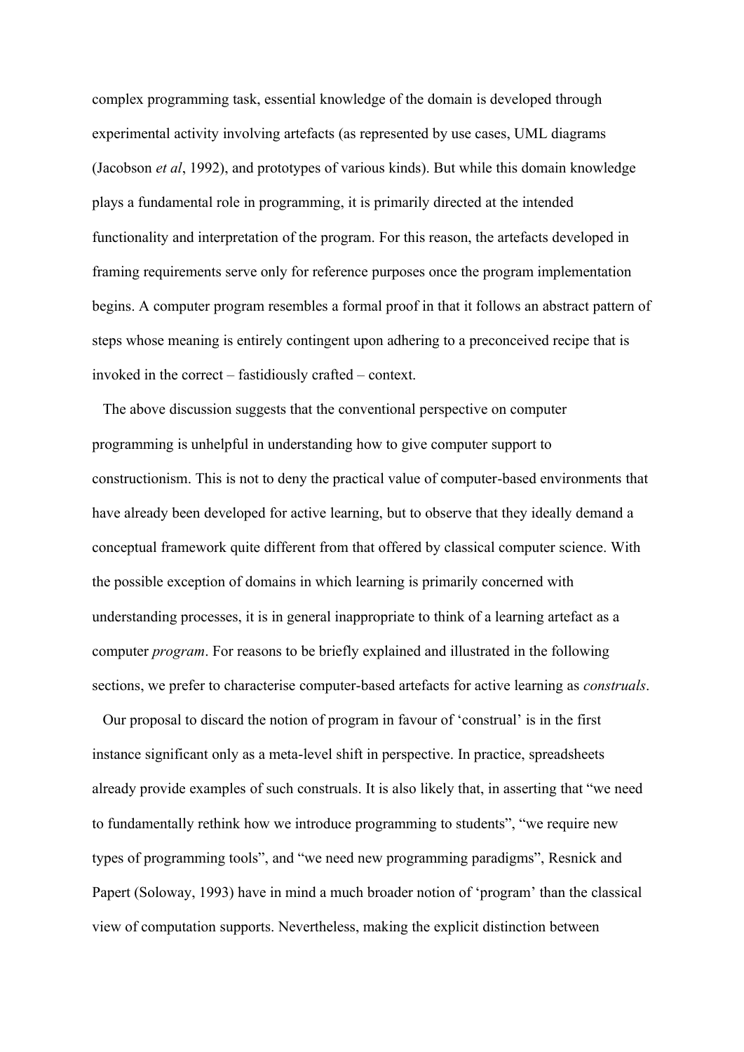complex programming task, essential knowledge of the domain is developed through experimental activity involving artefacts (as represented by use cases, UML diagrams (Jacobson *et al*, 1992), and prototypes of various kinds). But while this domain knowledge plays a fundamental role in programming, it is primarily directed at the intended functionality and interpretation of the program. For this reason, the artefacts developed in framing requirements serve only for reference purposes once the program implementation begins. A computer program resembles a formal proof in that it follows an abstract pattern of steps whose meaning is entirely contingent upon adhering to a preconceived recipe that is invoked in the correct – fastidiously crafted – context.

The above discussion suggests that the conventional perspective on computer programming is unhelpful in understanding how to give computer support to constructionism. This is not to deny the practical value of computer-based environments that have already been developed for active learning, but to observe that they ideally demand a conceptual framework quite different from that offered by classical computer science. With the possible exception of domains in which learning is primarily concerned with understanding processes, it is in general inappropriate to think of a learning artefact as a computer *program*. For reasons to be briefly explained and illustrated in the following sections, we prefer to characterise computer-based artefacts for active learning as *construals*.

Our proposal to discard the notion of program in favour of 'construal' is in the first instance significant only as a meta-level shift in perspective. In practice, spreadsheets already provide examples of such construals. It is also likely that, in asserting that "we need to fundamentally rethink how we introduce programming to students", "we require new types of programming tools", and "we need new programming paradigms", Resnick and Papert (Soloway, 1993) have in mind a much broader notion of 'program' than the classical view of computation supports. Nevertheless, making the explicit distinction between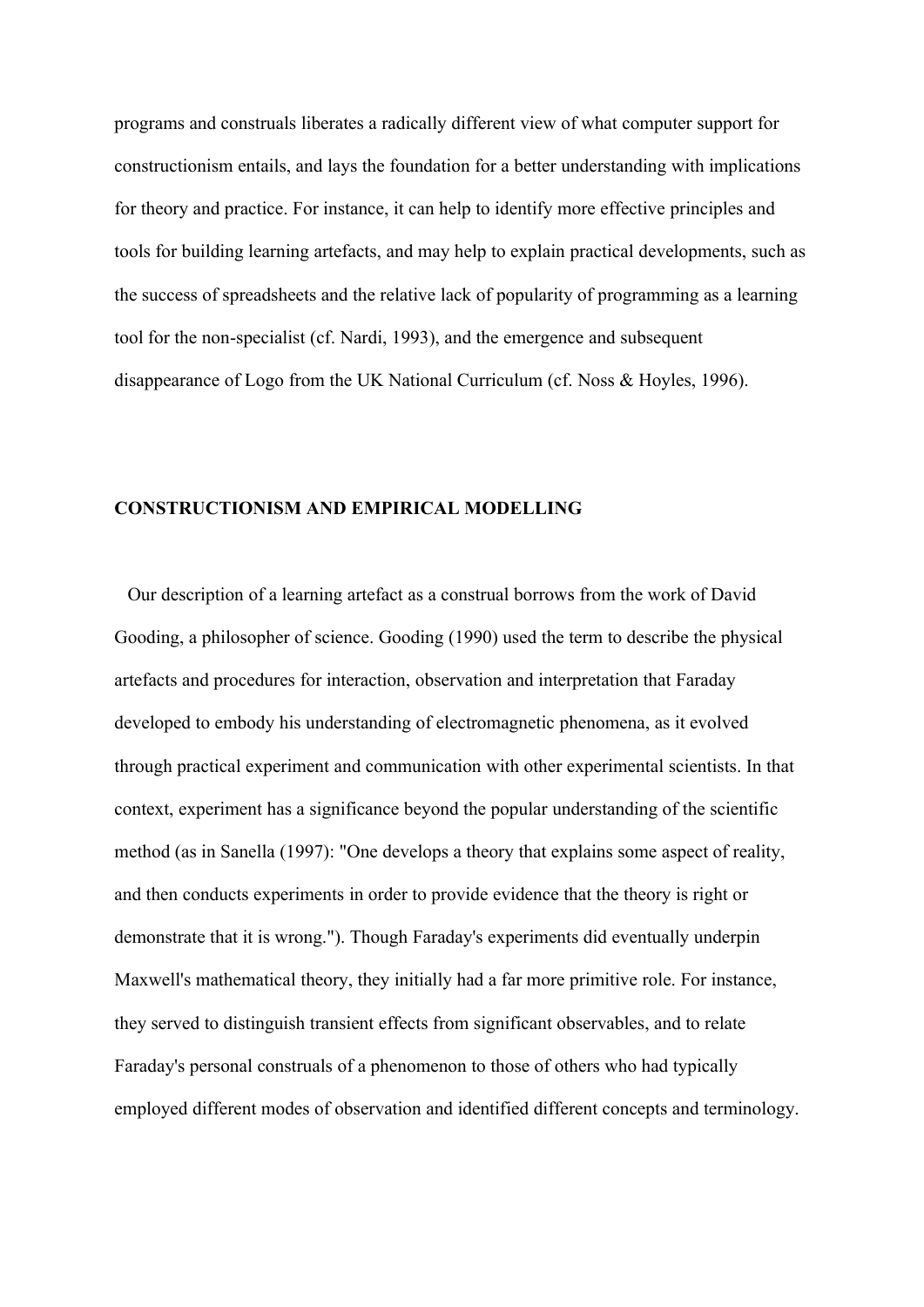programs and construals liberates a radically different view of what computer support for constructionism entails, and lays the foundation for a better understanding with implications for theory and practice. For instance, it can help to identify more effective principles and tools for building learning artefacts, and may help to explain practical developments, such as the success of spreadsheets and the relative lack of popularity of programming as a learning tool for the non-specialist (cf. Nardi, 1993), and the emergence and subsequent disappearance of Logo from the UK National Curriculum (cf. Noss & Hoyles, 1996).

## CONSTRUCTIONISM AND EMPIRICAL MODELLING

Our description of a learning artefact as a construal borrows from the work of David Gooding, a philosopher of science. Gooding (1990) used the term to describe the physical artefacts and procedures for interaction, observation and interpretation that Faraday developed to embody his understanding of electromagnetic phenomena, as it evolved through practical experiment and communication with other experimental scientists. In that context, experiment has a significance beyond the popular understanding of the scientific method (as in Sanella (1997): "One develops a theory that explains some aspect of reality, and then conducts experiments in order to provide evidence that the theory is right or demonstrate that it is wrong."). Though Faraday's experiments did eventually underpin Maxwell's mathematical theory, they initially had a far more primitive role. For instance, they served to distinguish transient effects from significant observables, and to relate Faraday's personal construals of a phenomenon to those of others who had typically employed different modes of observation and identified different concepts and terminology.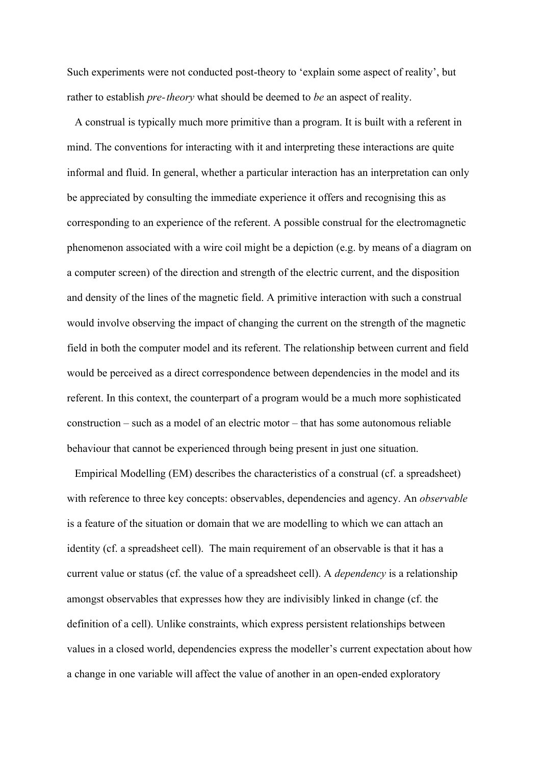Such experiments were not conducted post-theory to 'explain some aspect of reality', but rather to establish *pre-theory* what should be deemed to *be* an aspect of reality.

A construal is typically much more primitive than a program. It is built with a referent in mind. The conventions for interacting with it and interpreting these interactions are quite informal and fluid. In general, whether a particular interaction has an interpretation can only be appreciated by consulting the immediate experience it offers and recognising this as corresponding to an experience of the referent. A possible construal for the electromagnetic phenomenon associated with a wire coil might be a depiction (e.g. by means of a diagram on a computer screen) of the direction and strength of the electric current, and the disposition and density of the lines of the magnetic field. A primitive interaction with such a construal would involve observing the impact of changing the current on the strength of the magnetic field in both the computer model and its referent. The relationship between current and field would be perceived as a direct correspondence between dependencies in the model and its referent. In this context, the counterpart of a program would be a much more sophisticated construction – such as a model of an electric motor – that has some autonomous reliable behaviour that cannot be experienced through being present in just one situation.

Empirical Modelling (EM) describes the characteristics of a construal (cf. a spreadsheet) with reference to three key concepts: observables, dependencies and agency. An *observable* is a feature of the situation or domain that we are modelling to which we can attach an identity (cf. a spreadsheet cell). The main requirement of an observable is that it has a current value or status (cf. the value of a spreadsheet cell). A *dependency* is a relationship amongst observables that expresses how they are indivisibly linked in change (cf. the definition of a cell). Unlike constraints, which express persistent relationships between values in a closed world, dependencies express the modeller's current expectation about how a change in one variable will affect the value of another in an open-ended exploratory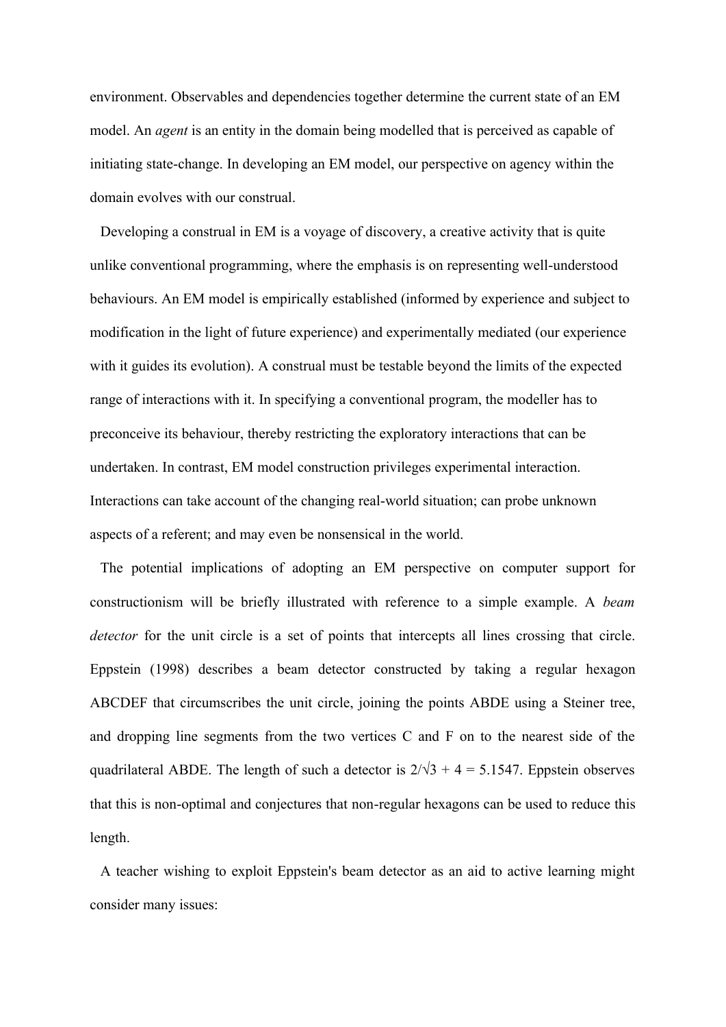environment. Observables and dependencies together determine the current state of an EM model. An *agent* is an entity in the domain being modelled that is perceived as capable of initiating state-change. In developing an EM model, our perspective on agency within the domain evolves with our construal.

Developing a construal in EM is a voyage of discovery, a creative activity that is quite unlike conventional programming, where the emphasis is on representing well-understood behaviours. An EM model is empirically established (informed by experience and subject to modification in the light of future experience) and experimentally mediated (our experience with it guides its evolution). A construal must be testable beyond the limits of the expected range of interactions with it. In specifying a conventional program, the modeller has to preconceive its behaviour, thereby restricting the exploratory interactions that can be undertaken. In contrast, EM model construction privileges experimental interaction. Interactions can take account of the changing real-world situation; can probe unknown aspects of a referent; and may even be nonsensical in the world.

The potential implications of adopting an EM perspective on computer support for constructionism will be briefly illustrated with reference to a simple example. A *beam detector* for the unit circle is a set of points that intercepts all lines crossing that circle. Eppstein (1998) describes a beam detector constructed by taking a regular hexagon ABCDEF that circumscribes the unit circle, joining the points ABDE using a Steiner tree, and dropping line segments from the two vertices C and F on to the nearest side of the quadrilateral ABDE. The length of such a detector is $2/\sqrt{3} + 4 = 5.1547$. Eppstein observes that this is non-optimal and conjectures that non-regular hexagons can be used to reduce this length.

A teacher wishing to exploit Eppstein's beam detector as an aid to active learning might consider many issues: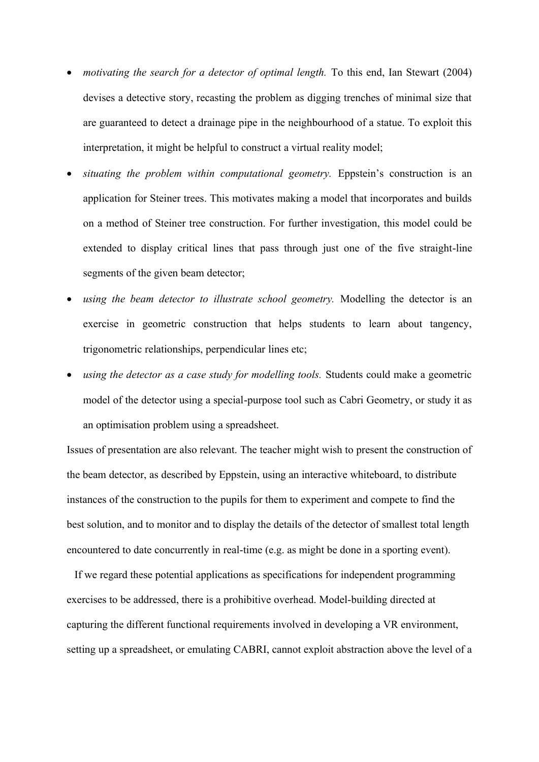- *motivating the search for a detector of optimal length.* To this end, Ian Stewart (2004) devises a detective story, recasting the problem as digging trenches of minimal size that are guaranteed to detect a drainage pipe in the neighbourhood of a statue. To exploit this interpretation, it might be helpful to construct a virtual reality model;
- *situating the problem within computational geometry.* Eppstein's construction is an application for Steiner trees. This motivates making a model that incorporates and builds on a method of Steiner tree construction. For further investigation, this model could be extended to display critical lines that pass through just one of the five straight-line segments of the given beam detector;
- *using the beam detector to illustrate school geometry.* Modelling the detector is an exercise in geometric construction that helps students to learn about tangency, trigonometric relationships, perpendicular lines etc;
- *using the detector as a case study for modelling tools.* Students could make a geometric model of the detector using a special-purpose tool such as Cabri Geometry, or study it as an optimisation problem using a spreadsheet.

Issues of presentation are also relevant. The teacher might wish to present the construction of the beam detector, as described by Eppstein, using an interactive whiteboard, to distribute instances of the construction to the pupils for them to experiment and compete to find the best solution, and to monitor and to display the details of the detector of smallest total length encountered to date concurrently in real-time (e.g. as might be done in a sporting event).

If we regard these potential applications as specifications for independent programming exercises to be addressed, there is a prohibitive overhead. Model-building directed at capturing the different functional requirements involved in developing a VR environment, setting up a spreadsheet, or emulating CABRI, cannot exploit abstraction above the level of a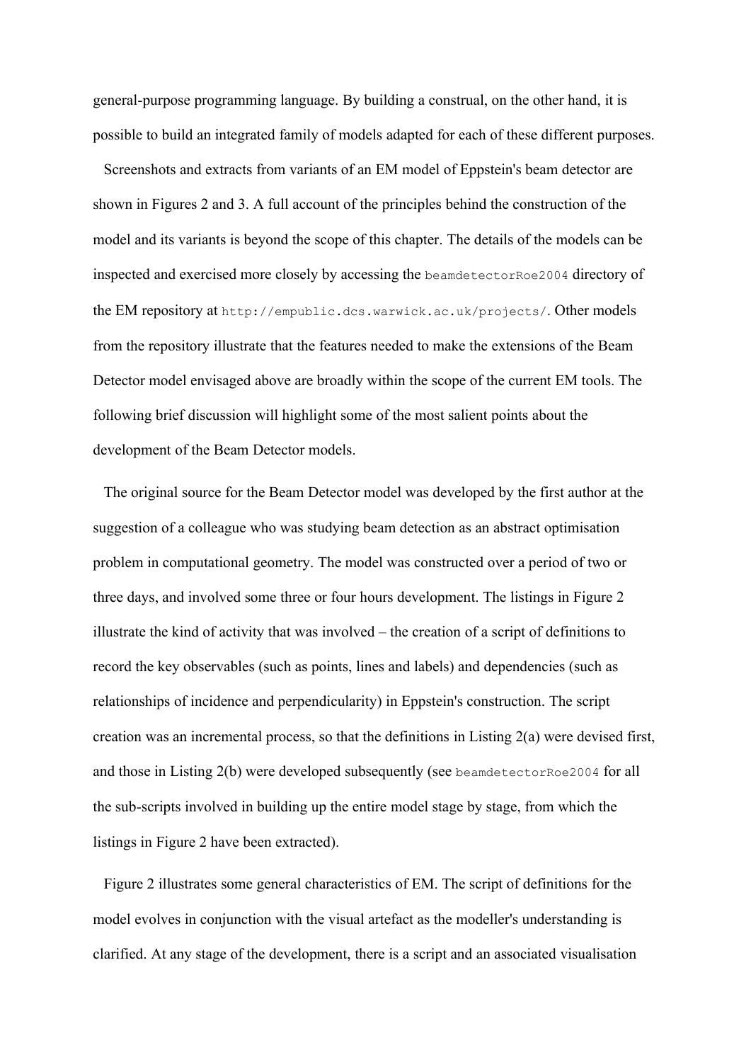general-purpose programming language. By building a construal, on the other hand, it is possible to build an integrated family of models adapted for each of these different purposes.

Screenshots and extracts from variants of an EM model of Eppstein's beam detector are shown in Figures 2 and 3. A full account of the principles behind the construction of the model and its variants is beyond the scope of this chapter. The details of the models can be inspected and exercised more closely by accessing the `beamdetectorRoe2004` directory of the EM repository at `http://empublic.dcs.warwick.ac.uk/projects/`. Other models from the repository illustrate that the features needed to make the extensions of the Beam Detector model envisaged above are broadly within the scope of the current EM tools. The following brief discussion will highlight some of the most salient points about the development of the Beam Detector models.

The original source for the Beam Detector model was developed by the first author at the suggestion of a colleague who was studying beam detection as an abstract optimisation problem in computational geometry. The model was constructed over a period of two or three days, and involved some three or four hours development. The listings in Figure 2 illustrate the kind of activity that was involved – the creation of a script of definitions to record the key observables (such as points, lines and labels) and dependencies (such as relationships of incidence and perpendicularity) in Eppstein's construction. The script creation was an incremental process, so that the definitions in Listing 2(a) were devised first, and those in Listing 2(b) were developed subsequently (see `beamdetectorRoe2004` for all the sub-scripts involved in building up the entire model stage by stage, from which the listings in Figure 2 have been extracted).

Figure 2 illustrates some general characteristics of EM. The script of definitions for the model evolves in conjunction with the visual artefact as the modeller's understanding is clarified. At any stage of the development, there is a script and an associated visualisation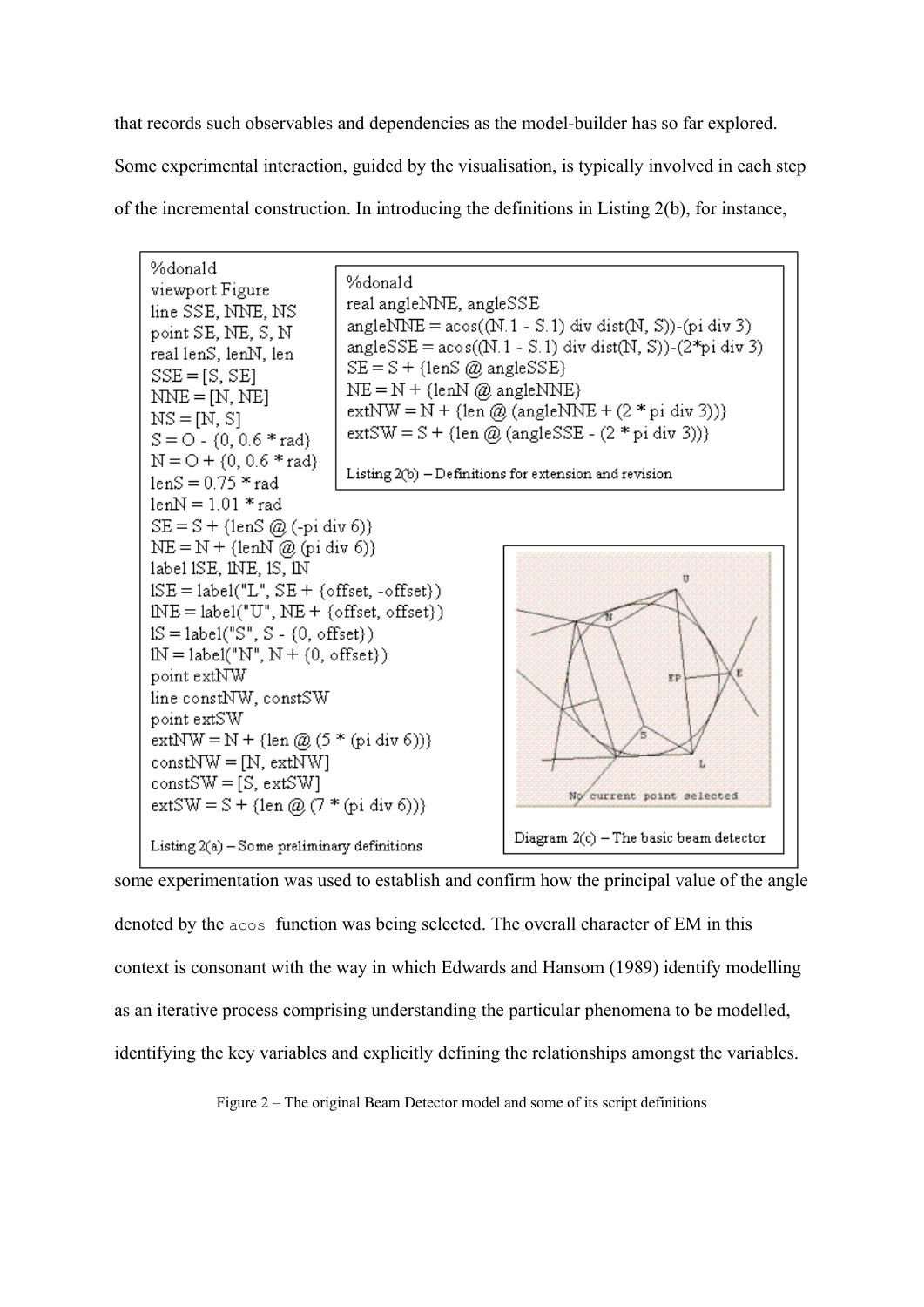that records such observables and dependencies as the model-builder has so far explored. Some experimental interaction, guided by the visualisation, is typically involved in each step of the incremental construction. In introducing the definitions in Listing 2(b), for instance,

```
%donald
viewport Figure
line SSE, NNE, NS
point SE, NE, S, N
real lenS, lenN, len
SSE = [S, SE]
NNE = [N, NE]
NS = [N, S]
S = O - {0, 0.6 * rad}
N = O + {0, 0.6 * rad}
lenS = 0.75 * rad
lenN = 1.01 * rad
SE = S + {lenS @ (-pi div 6)}
NE = N + {lenN @ (pi div 6)}
label lSE, lNE, lS, lN
lSE = label("L", SE + {offset, -offset})
lNE = label("U", NE + {offset, offset})
lS = label("S", S - {0, offset})
lN = label("N", N + {0, offset})
point extNW
line constNW, constSW
point extSW
extNW = N + {len @ (5 * (pi div 6))}
constNW = [N, extNW]
constSW = [S, extSW]
extSW = S + {len @ (7 * (pi div 6))}
```

Listing 2(a) – Some preliminary definitions

```
%donald
real angleNNE, angleSSE
angleNNE = acos((N.1 - S.1) div dist(N, S))-(pi div 3)
angleSSE = acos((N.1 - S.1) div dist(N, S))-(2*pi div 3)
SE = S + {lenS @ angleSSE}
NE = N + {lenN @ angleNNE}
extNW = N + {len @ (angleNNE + (2 * pi div 3))}
extSW = S + {len @ (angleSSE - (2 * pi div 3))}
```

Listing 2(b) – Definitions for extension and revision

Diagram 2(c) – The basic beam detector

some experimentation was used to establish and confirm how the principal value of the angle denoted by the `acos` function was being selected. The overall character of EM in this context is consonant with the way in which Edwards and Hansom (1989) identify modelling as an iterative process comprising understanding the particular phenomena to be modelled, identifying the key variables and explicitly defining the relationships amongst the variables.

Figure 2 – The original Beam Detector model and some of its script definitions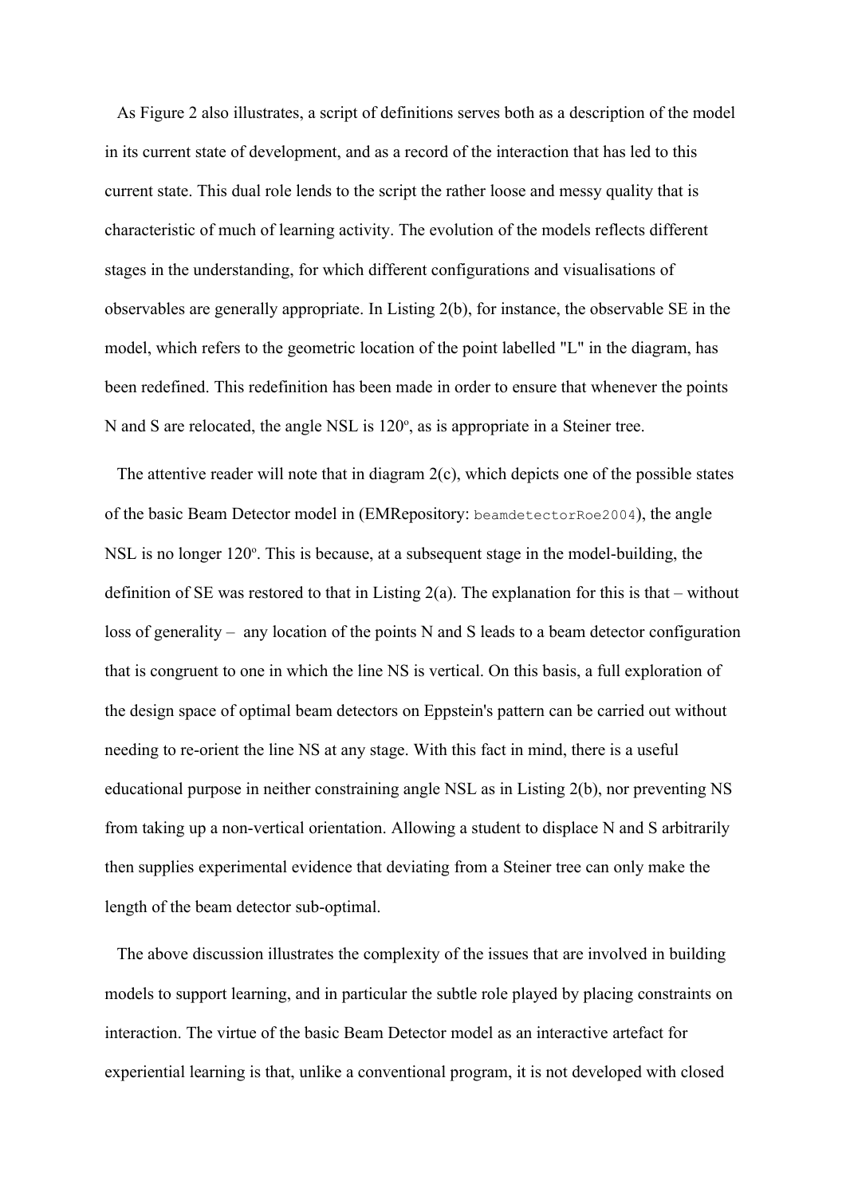As Figure 2 also illustrates, a script of definitions serves both as a description of the model in its current state of development, and as a record of the interaction that has led to this current state. This dual role lends to the script the rather loose and messy quality that is characteristic of much of learning activity. The evolution of the models reflects different stages in the understanding, for which different configurations and visualisations of observables are generally appropriate. In Listing 2(b), for instance, the observable SE in the model, which refers to the geometric location of the point labelled "L" in the diagram, has been redefined. This redefinition has been made in order to ensure that whenever the points N and S are relocated, the angle NSL is 120$^{o}$, as is appropriate in a Steiner tree.

The attentive reader will note that in diagram 2(c), which depicts one of the possible states of the basic Beam Detector model in (EMRepository: `beamdetectorRoe2004`), the angle NSL is no longer 120$^{o}$. This is because, at a subsequent stage in the model-building, the definition of SE was restored to that in Listing 2(a). The explanation for this is that – without loss of generality – any location of the points N and S leads to a beam detector configuration that is congruent to one in which the line NS is vertical. On this basis, a full exploration of the design space of optimal beam detectors on Eppstein's pattern can be carried out without needing to re-orient the line NS at any stage. With this fact in mind, there is a useful educational purpose in neither constraining angle NSL as in Listing 2(b), nor preventing NS from taking up a non-vertical orientation. Allowing a student to displace N and S arbitrarily then supplies experimental evidence that deviating from a Steiner tree can only make the length of the beam detector sub-optimal.

The above discussion illustrates the complexity of the issues that are involved in building models to support learning, and in particular the subtle role played by placing constraints on interaction. The virtue of the basic Beam Detector model as an interactive artefact for experiential learning is that, unlike a conventional program, it is not developed with closed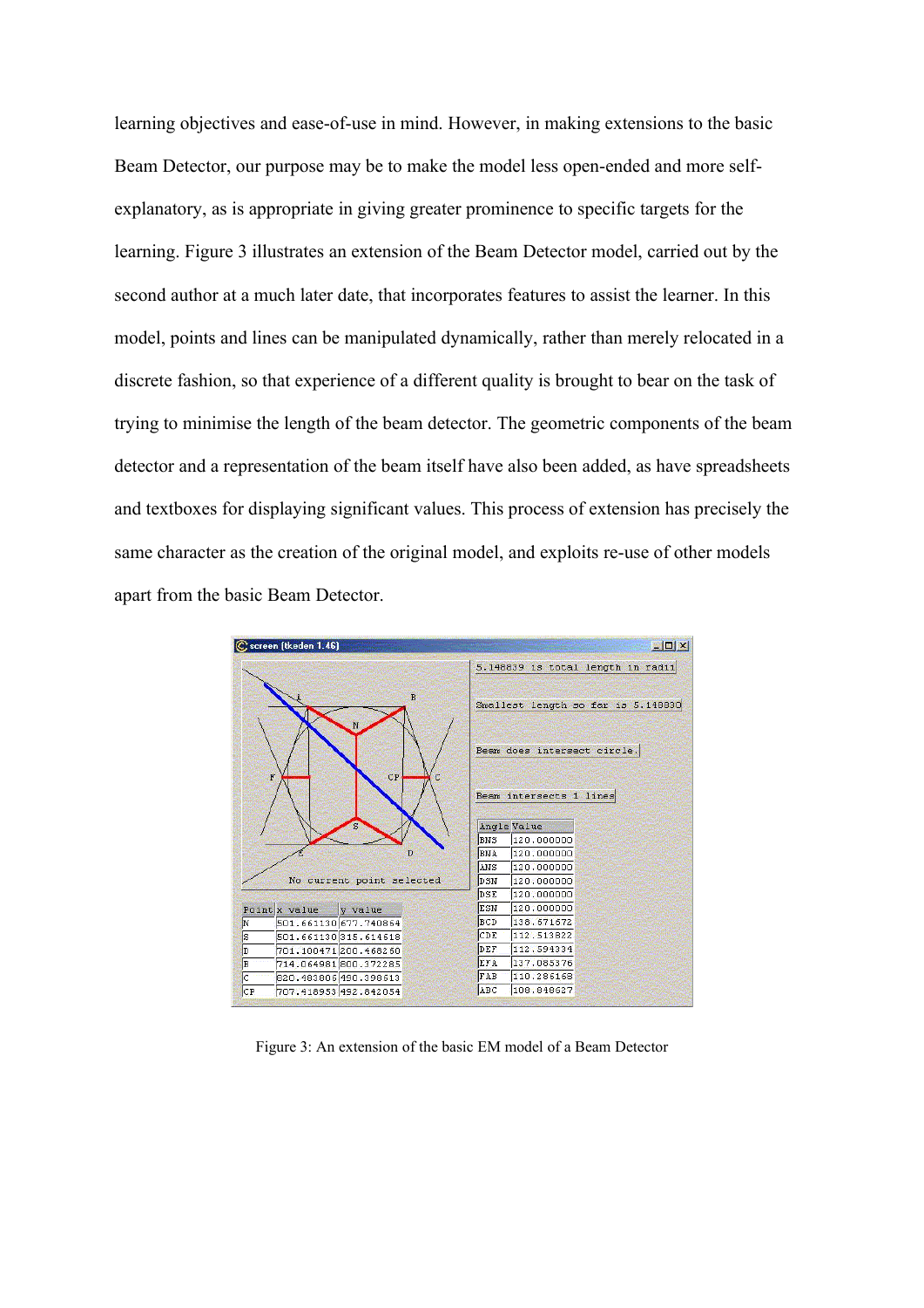learning objectives and ease-of-use in mind. However, in making extensions to the basic Beam Detector, our purpose may be to make the model less open-ended and more self-explanatory, as is appropriate in giving greater prominence to specific targets for the learning. Figure 3 illustrates an extension of the Beam Detector model, carried out by the second author at a much later date, that incorporates features to assist the learner. In this model, points and lines can be manipulated dynamically, rather than merely relocated in a discrete fashion, so that experience of a different quality is brought to bear on the task of trying to minimise the length of the beam detector. The geometric components of the beam detector and a representation of the beam itself have also been added, as have spreadsheets and textboxes for displaying significant values. This process of extension has precisely the same character as the creation of the original model, and exploits re-use of other models apart from the basic Beam Detector.

Figure 3: An extension of the basic EM model of a Beam Detector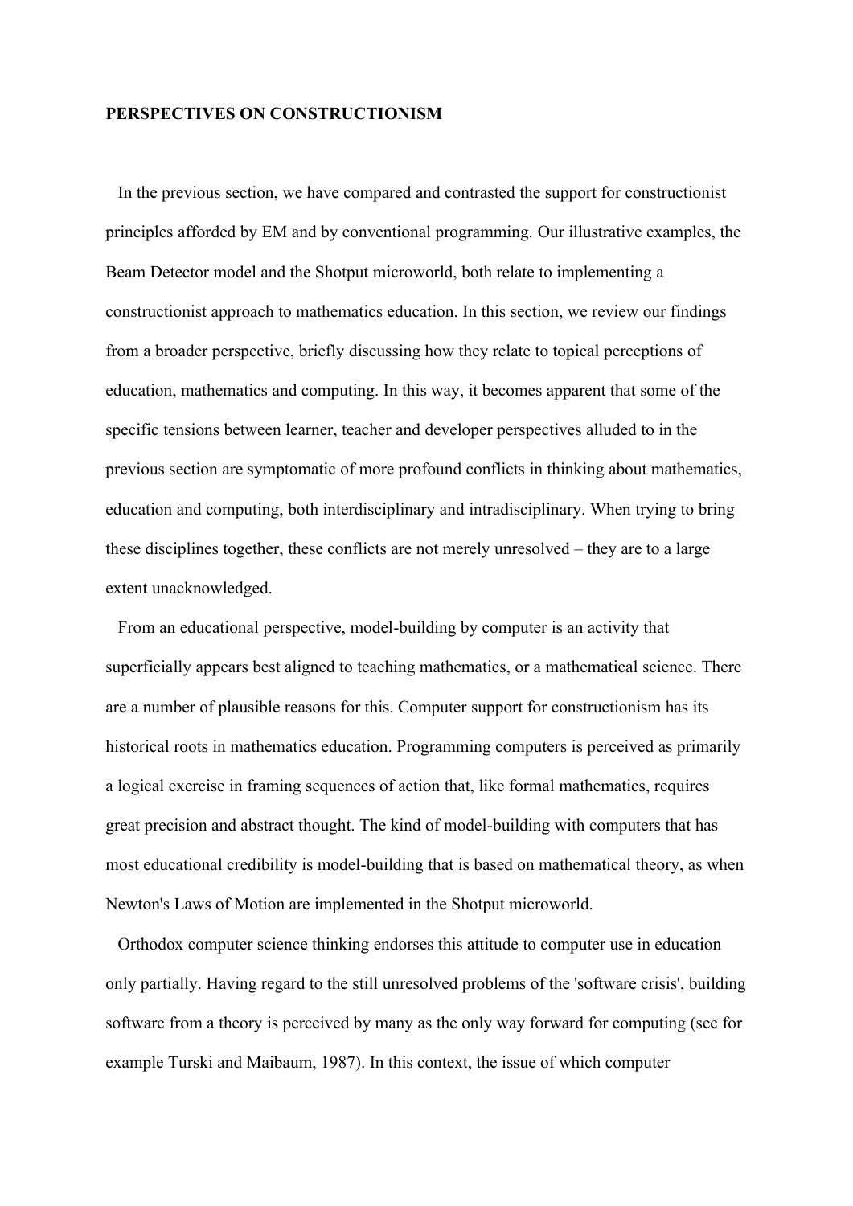## PERSPECTIVES ON CONSTRUCTIONISM

In the previous section, we have compared and contrasted the support for constructionist principles afforded by EM and by conventional programming. Our illustrative examples, the Beam Detector model and the Shotput microworld, both relate to implementing a constructionist approach to mathematics education. In this section, we review our findings from a broader perspective, briefly discussing how they relate to topical perceptions of education, mathematics and computing. In this way, it becomes apparent that some of the specific tensions between learner, teacher and developer perspectives alluded to in the previous section are symptomatic of more profound conflicts in thinking about mathematics, education and computing, both interdisciplinary and intradisciplinary. When trying to bring these disciplines together, these conflicts are not merely unresolved – they are to a large extent unacknowledged.

From an educational perspective, model-building by computer is an activity that superficially appears best aligned to teaching mathematics, or a mathematical science. There are a number of plausible reasons for this. Computer support for constructionism has its historical roots in mathematics education. Programming computers is perceived as primarily a logical exercise in framing sequences of action that, like formal mathematics, requires great precision and abstract thought. The kind of model-building with computers that has most educational credibility is model-building that is based on mathematical theory, as when Newton's Laws of Motion are implemented in the Shotput microworld.

Orthodox computer science thinking endorses this attitude to computer use in education only partially. Having regard to the still unresolved problems of the 'software crisis', building software from a theory is perceived by many as the only way forward for computing (see for example Turski and Maibaum, 1987). In this context, the issue of which computer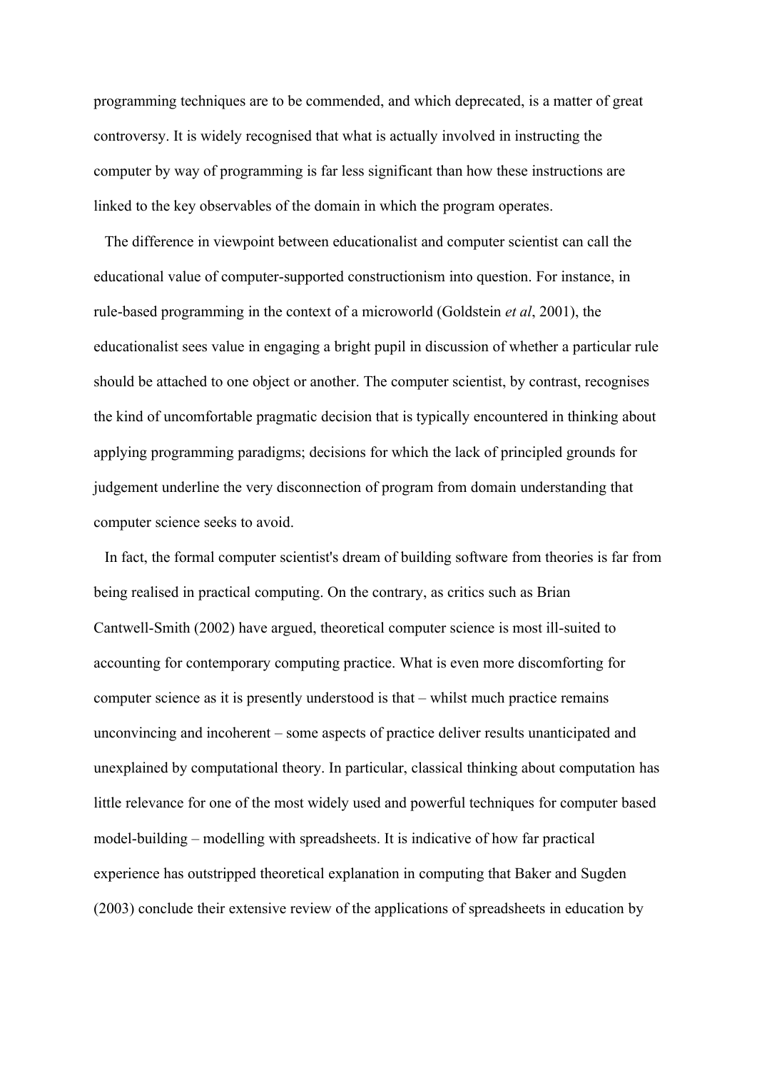programming techniques are to be commended, and which deprecated, is a matter of great controversy. It is widely recognised that what is actually involved in instructing the computer by way of programming is far less significant than how these instructions are linked to the key observables of the domain in which the program operates.

The difference in viewpoint between educationalist and computer scientist can call the educational value of computer-supported constructionism into question. For instance, in rule-based programming in the context of a microworld (Goldstein *et al*, 2001), the educationalist sees value in engaging a bright pupil in discussion of whether a particular rule should be attached to one object or another. The computer scientist, by contrast, recognises the kind of uncomfortable pragmatic decision that is typically encountered in thinking about applying programming paradigms; decisions for which the lack of principled grounds for judgement underline the very disconnection of program from domain understanding that computer science seeks to avoid.

In fact, the formal computer scientist's dream of building software from theories is far from being realised in practical computing. On the contrary, as critics such as Brian Cantwell-Smith (2002) have argued, theoretical computer science is most ill-suited to accounting for contemporary computing practice. What is even more discomforting for computer science as it is presently understood is that – whilst much practice remains unconvincing and incoherent – some aspects of practice deliver results unanticipated and unexplained by computational theory. In particular, classical thinking about computation has little relevance for one of the most widely used and powerful techniques for computer based model-building – modelling with spreadsheets. It is indicative of how far practical experience has outstripped theoretical explanation in computing that Baker and Sugden (2003) conclude their extensive review of the applications of spreadsheets in education by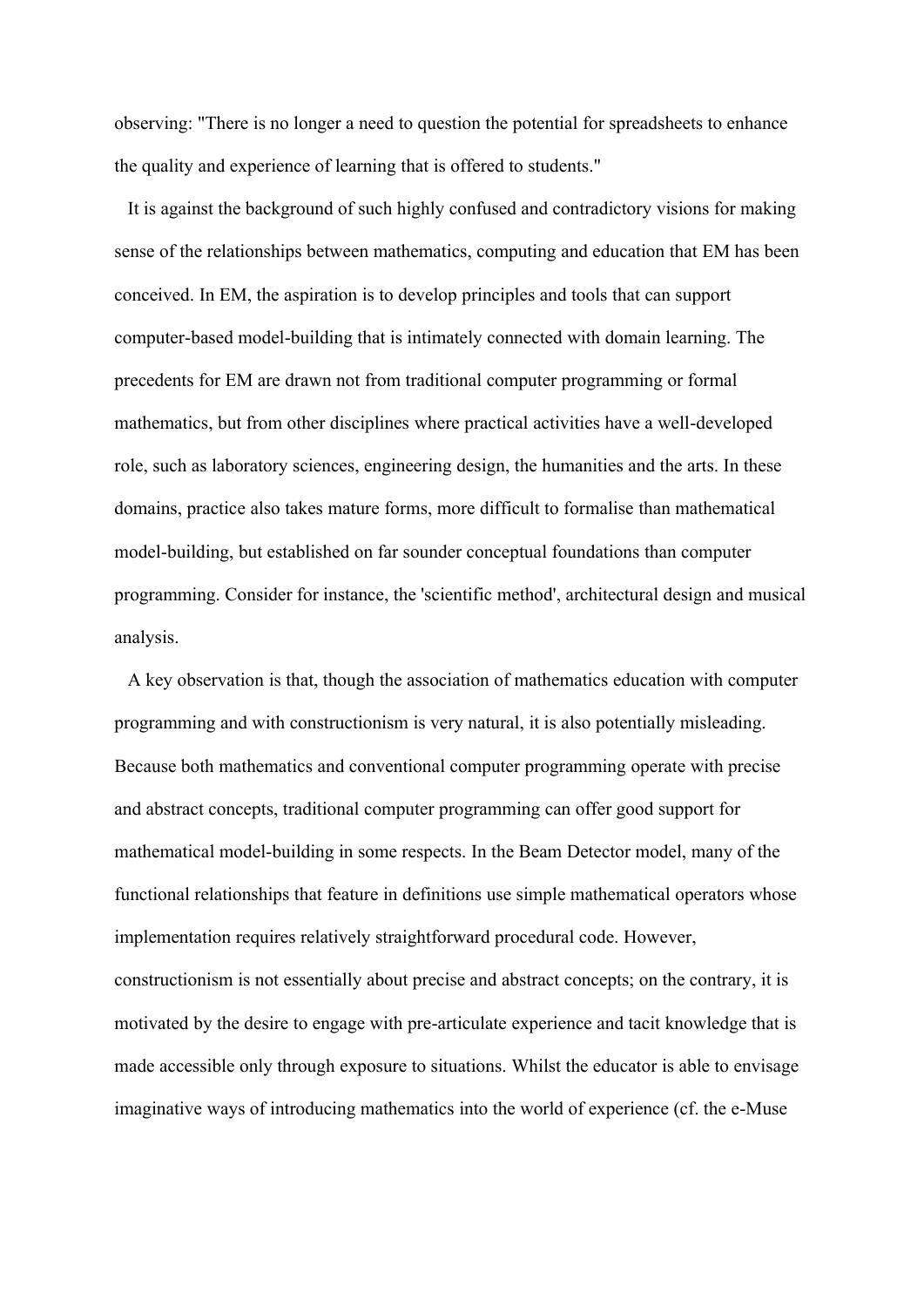observing: "There is no longer a need to question the potential for spreadsheets to enhance the quality and experience of learning that is offered to students."

It is against the background of such highly confused and contradictory visions for making sense of the relationships between mathematics, computing and education that EM has been conceived. In EM, the aspiration is to develop principles and tools that can support computer-based model-building that is intimately connected with domain learning. The precedents for EM are drawn not from traditional computer programming or formal mathematics, but from other disciplines where practical activities have a well-developed role, such as laboratory sciences, engineering design, the humanities and the arts. In these domains, practice also takes mature forms, more difficult to formalise than mathematical model-building, but established on far sounder conceptual foundations than computer programming. Consider for instance, the 'scientific method', architectural design and musical analysis.

A key observation is that, though the association of mathematics education with computer programming and with constructionism is very natural, it is also potentially misleading. Because both mathematics and conventional computer programming operate with precise and abstract concepts, traditional computer programming can offer good support for mathematical model-building in some respects. In the Beam Detector model, many of the functional relationships that feature in definitions use simple mathematical operators whose implementation requires relatively straightforward procedural code. However, constructionism is not essentially about precise and abstract concepts; on the contrary, it is motivated by the desire to engage with pre-articulate experience and tacit knowledge that is made accessible only through exposure to situations. Whilst the educator is able to envisage imaginative ways of introducing mathematics into the world of experience (cf. the e-Muse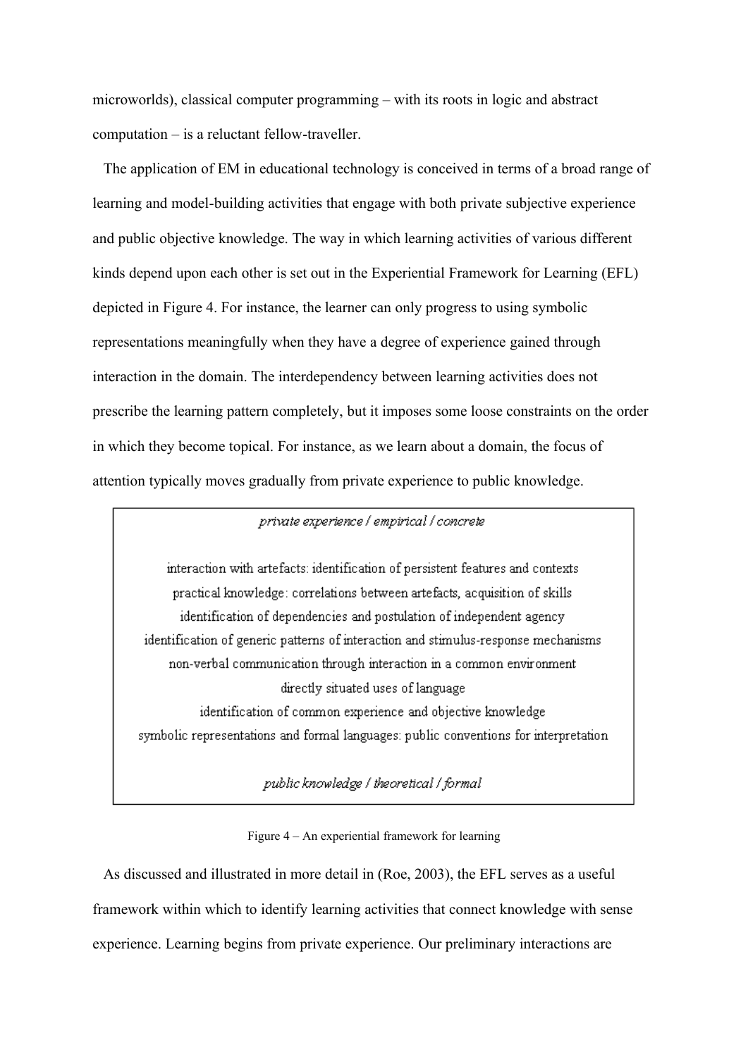microworlds), classical computer programming – with its roots in logic and abstract computation – is a reluctant fellow-traveller.

The application of EM in educational technology is conceived in terms of a broad range of learning and model-building activities that engage with both private subjective experience and public objective knowledge. The way in which learning activities of various different kinds depend upon each other is set out in the Experiential Framework for Learning (EFL) depicted in Figure 4. For instance, the learner can only progress to using symbolic representations meaningfully when they have a degree of experience gained through interaction in the domain. The interdependency between learning activities does not prescribe the learning pattern completely, but it imposes some loose constraints on the order in which they become topical. For instance, as we learn about a domain, the focus of attention typically moves gradually from private experience to public knowledge.

*private experience / empirical / concrete*

interaction with artefacts: identification of persistent features and contexts
practical knowledge: correlations between artefacts, acquisition of skills
identification of dependencies and postulation of independent agency
identification of generic patterns of interaction and stimulus-response mechanisms
non-verbal communication through interaction in a common environment
directly situated uses of language
identification of common experience and objective knowledge
symbolic representations and formal languages: public conventions for interpretation

*public knowledge / theoretical / formal*

Figure 4 – An experiential framework for learning

As discussed and illustrated in more detail in (Roe, 2003), the EFL serves as a useful framework within which to identify learning activities that connect knowledge with sense experience. Learning begins from private experience. Our preliminary interactions are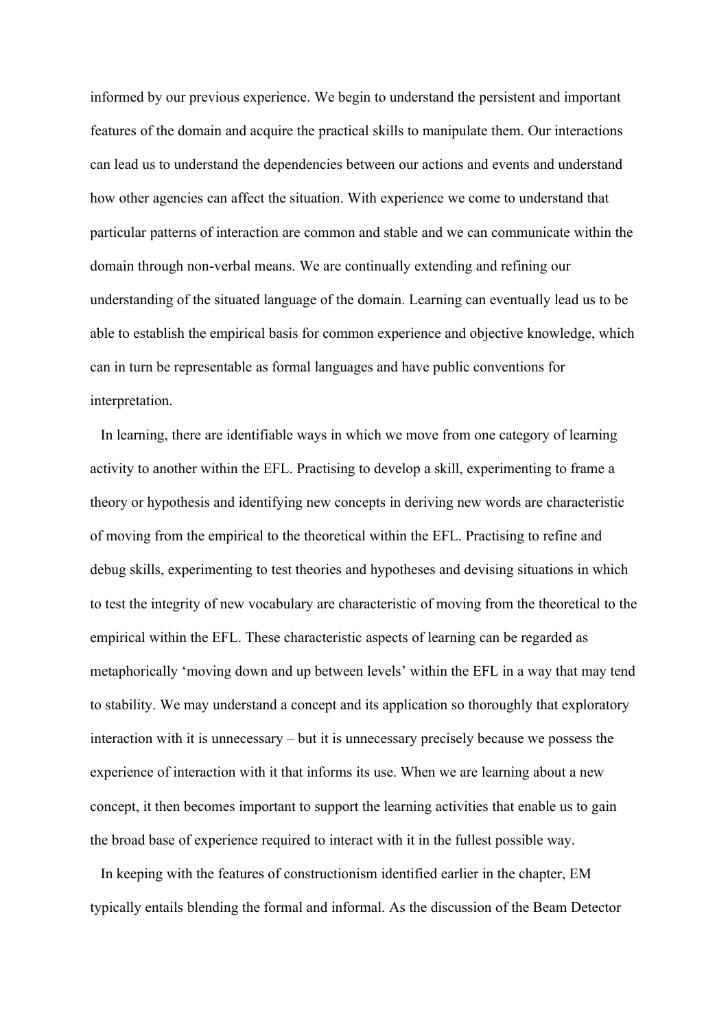informed by our previous experience. We begin to understand the persistent and important features of the domain and acquire the practical skills to manipulate them. Our interactions can lead us to understand the dependencies between our actions and events and understand how other agencies can affect the situation. With experience we come to understand that particular patterns of interaction are common and stable and we can communicate within the domain through non-verbal means. We are continually extending and refining our understanding of the situated language of the domain. Learning can eventually lead us to be able to establish the empirical basis for common experience and objective knowledge, which can in turn be representable as formal languages and have public conventions for interpretation.

In learning, there are identifiable ways in which we move from one category of learning activity to another within the EFL. Practising to develop a skill, experimenting to frame a theory or hypothesis and identifying new concepts in deriving new words are characteristic of moving from the empirical to the theoretical within the EFL. Practising to refine and debug skills, experimenting to test theories and hypotheses and devising situations in which to test the integrity of new vocabulary are characteristic of moving from the theoretical to the empirical within the EFL. These characteristic aspects of learning can be regarded as metaphorically 'moving down and up between levels' within the EFL in a way that may tend to stability. We may understand a concept and its application so thoroughly that exploratory interaction with it is unnecessary – but it is unnecessary precisely because we possess the experience of interaction with it that informs its use. When we are learning about a new concept, it then becomes important to support the learning activities that enable us to gain the broad base of experience required to interact with it in the fullest possible way.

In keeping with the features of constructionism identified earlier in the chapter, EM typically entails blending the formal and informal. As the discussion of the Beam Detector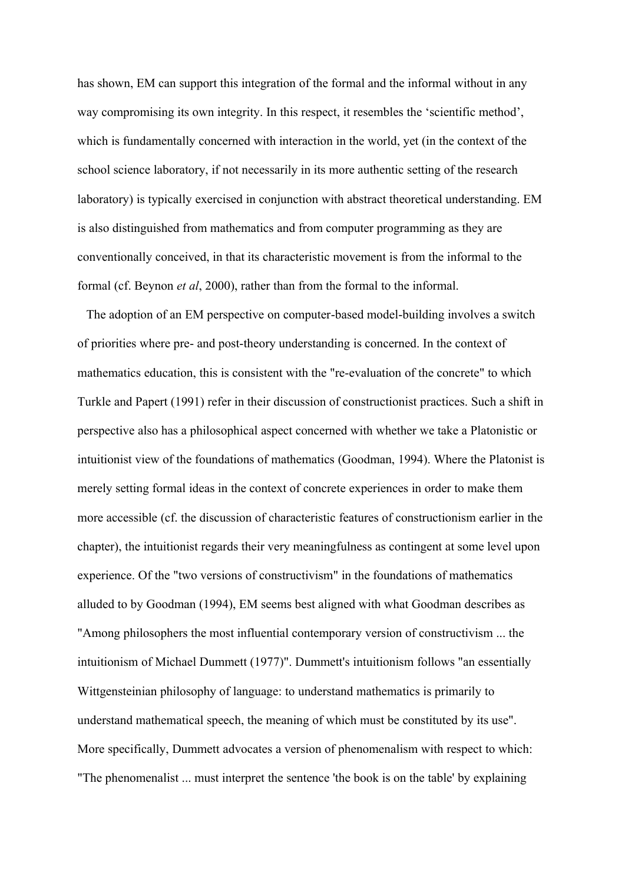has shown, EM can support this integration of the formal and the informal without in any way compromising its own integrity. In this respect, it resembles the 'scientific method', which is fundamentally concerned with interaction in the world, yet (in the context of the school science laboratory, if not necessarily in its more authentic setting of the research laboratory) is typically exercised in conjunction with abstract theoretical understanding. EM is also distinguished from mathematics and from computer programming as they are conventionally conceived, in that its characteristic movement is from the informal to the formal (cf. Beynon *et al*, 2000), rather than from the formal to the informal.

The adoption of an EM perspective on computer-based model-building involves a switch of priorities where pre- and post-theory understanding is concerned. In the context of mathematics education, this is consistent with the "re-evaluation of the concrete" to which Turkle and Papert (1991) refer in their discussion of constructionist practices. Such a shift in perspective also has a philosophical aspect concerned with whether we take a Platonistic or intuitionist view of the foundations of mathematics (Goodman, 1994). Where the Platonist is merely setting formal ideas in the context of concrete experiences in order to make them more accessible (cf. the discussion of characteristic features of constructionism earlier in the chapter), the intuitionist regards their very meaningfulness as contingent at some level upon experience. Of the "two versions of constructivism" in the foundations of mathematics alluded to by Goodman (1994), EM seems best aligned with what Goodman describes as "Among philosophers the most influential contemporary version of constructivism ... the intuitionism of Michael Dummett (1977)". Dummett's intuitionism follows "an essentially Wittgensteinian philosophy of language: to understand mathematics is primarily to understand mathematical speech, the meaning of which must be constituted by its use". More specifically, Dummett advocates a version of phenomenalism with respect to which: "The phenomenalist ... must interpret the sentence 'the book is on the table' by explaining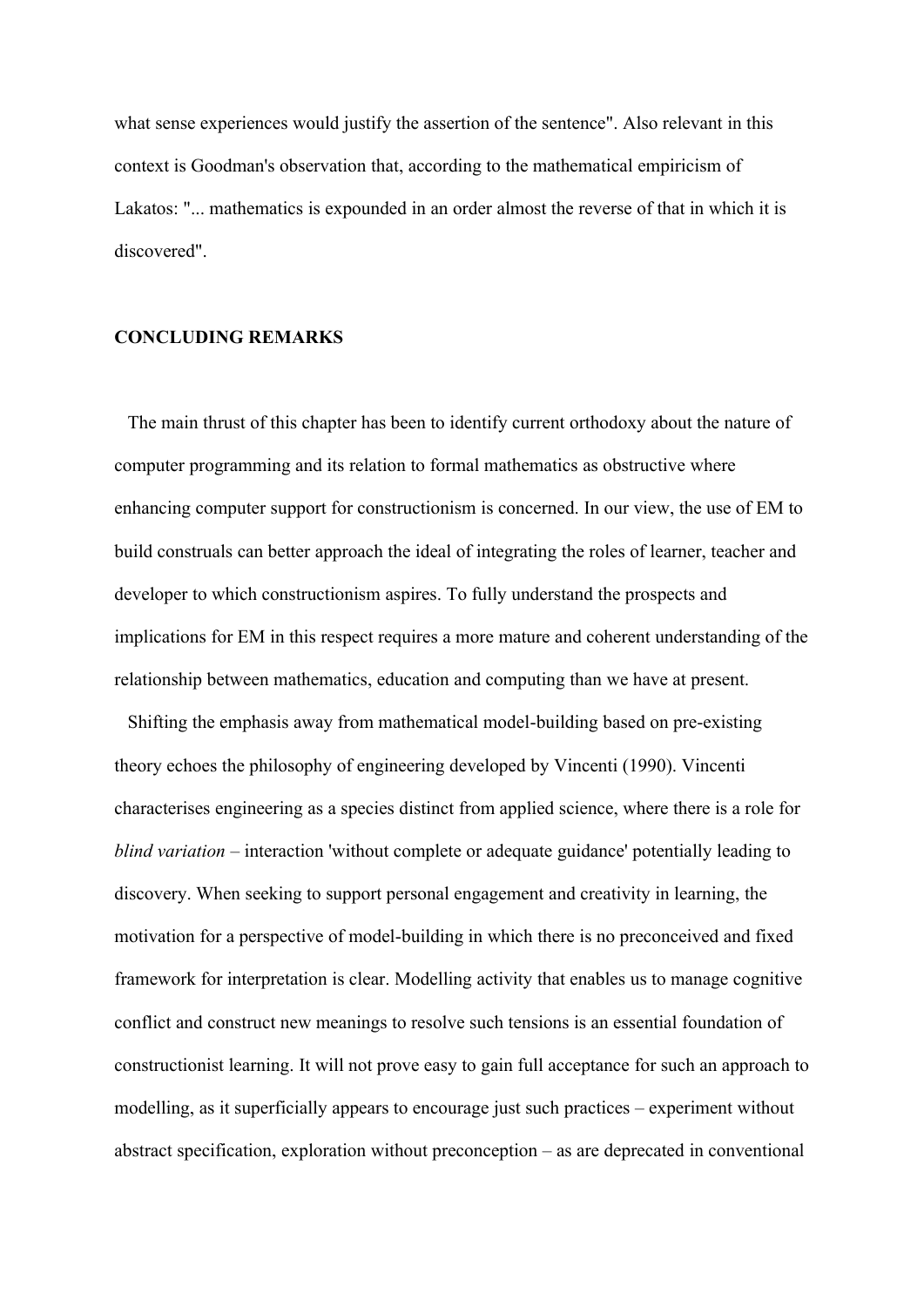what sense experiences would justify the assertion of the sentence". Also relevant in this context is Goodman's observation that, according to the mathematical empiricism of Lakatos: "... mathematics is expounded in an order almost the reverse of that in which it is discovered".

## CONCLUDING REMARKS

The main thrust of this chapter has been to identify current orthodoxy about the nature of computer programming and its relation to formal mathematics as obstructive where enhancing computer support for constructionism is concerned. In our view, the use of EM to build construals can better approach the ideal of integrating the roles of learner, teacher and developer to which constructionism aspires. To fully understand the prospects and implications for EM in this respect requires a more mature and coherent understanding of the relationship between mathematics, education and computing than we have at present.

Shifting the emphasis away from mathematical model-building based on pre-existing theory echoes the philosophy of engineering developed by Vincenti (1990). Vincenti characterises engineering as a species distinct from applied science, where there is a role for *blind variation* – interaction 'without complete or adequate guidance' potentially leading to discovery. When seeking to support personal engagement and creativity in learning, the motivation for a perspective of model-building in which there is no preconceived and fixed framework for interpretation is clear. Modelling activity that enables us to manage cognitive conflict and construct new meanings to resolve such tensions is an essential foundation of constructionist learning. It will not prove easy to gain full acceptance for such an approach to modelling, as it superficially appears to encourage just such practices – experiment without abstract specification, exploration without preconception – as are deprecated in conventional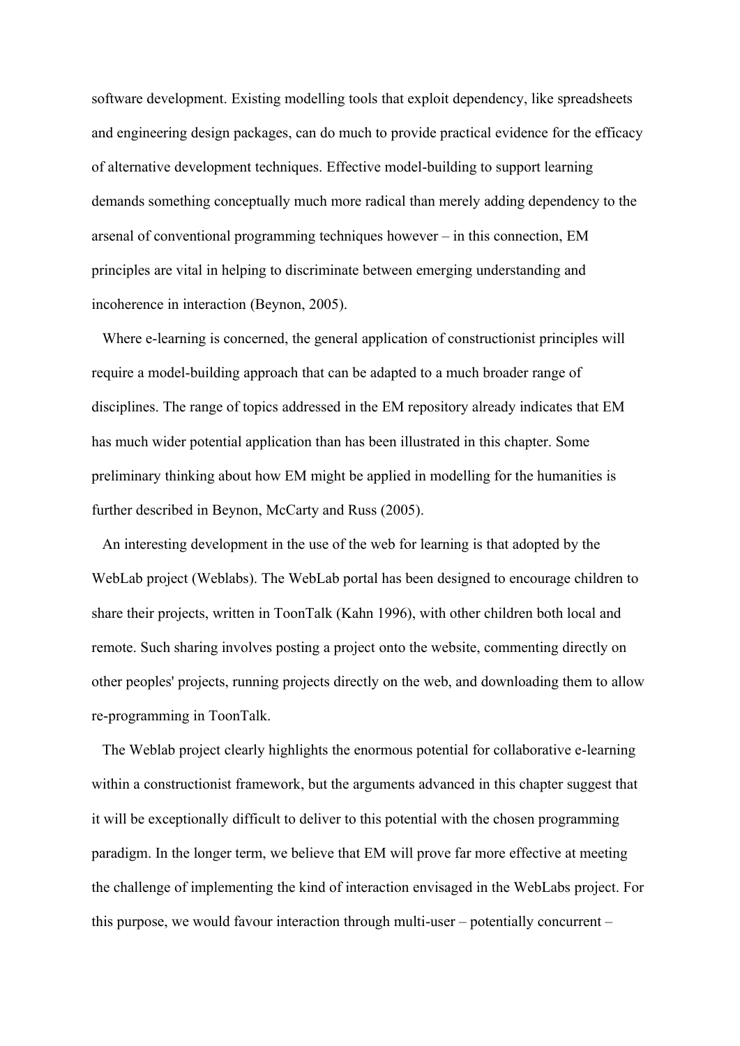software development. Existing modelling tools that exploit dependency, like spreadsheets and engineering design packages, can do much to provide practical evidence for the efficacy of alternative development techniques. Effective model-building to support learning demands something conceptually much more radical than merely adding dependency to the arsenal of conventional programming techniques however – in this connection, EM principles are vital in helping to discriminate between emerging understanding and incoherence in interaction (Beynon, 2005).

Where e-learning is concerned, the general application of constructionist principles will require a model-building approach that can be adapted to a much broader range of disciplines. The range of topics addressed in the EM repository already indicates that EM has much wider potential application than has been illustrated in this chapter. Some preliminary thinking about how EM might be applied in modelling for the humanities is further described in Beynon, McCarty and Russ (2005).

An interesting development in the use of the web for learning is that adopted by the WebLab project (Weblabs). The WebLab portal has been designed to encourage children to share their projects, written in ToonTalk (Kahn 1996), with other children both local and remote. Such sharing involves posting a project onto the website, commenting directly on other peoples' projects, running projects directly on the web, and downloading them to allow re-programming in ToonTalk.

The Weblab project clearly highlights the enormous potential for collaborative e-learning within a constructionist framework, but the arguments advanced in this chapter suggest that it will be exceptionally difficult to deliver to this potential with the chosen programming paradigm. In the longer term, we believe that EM will prove far more effective at meeting the challenge of implementing the kind of interaction envisaged in the WebLabs project. For this purpose, we would favour interaction through multi-user – potentially concurrent –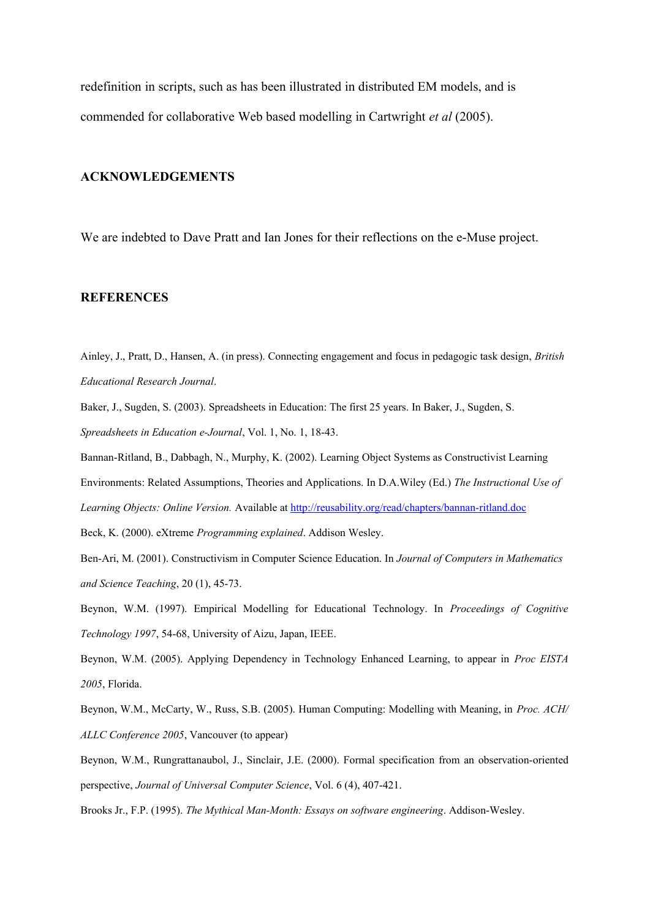redefinition in scripts, such as has been illustrated in distributed EM models, and is commended for collaborative Web based modelling in Cartwright *et al* (2005).

## ACKNOWLEDGEMENTS

We are indebted to Dave Pratt and Ian Jones for their reflections on the e-Muse project.

## REFERENCES

Ainley, J., Pratt, D., Hansen, A. (in press). Connecting engagement and focus in pedagogic task design, *British Educational Research Journal*.

Baker, J., Sugden, S. (2003). Spreadsheets in Education: The first 25 years. In Baker, J., Sugden, S. *Spreadsheets in Education e-Journal*, Vol. 1, No. 1, 18-43.

Bannan-Ritland, B., Dabbagh, N., Murphy, K. (2002). Learning Object Systems as Constructivist Learning Environments: Related Assumptions, Theories and Applications. In D.A.Wiley (Ed.) *The Instructional Use of Learning Objects: Online Version.* Available at http://reusability.org/read/chapters/bannan-ritland.doc

Beck, K. (2000). eXtreme *Programming explained*. Addison Wesley.

Ben-Ari, M. (2001). Constructivism in Computer Science Education. In *Journal of Computers in Mathematics and Science Teaching*, 20 (1), 45-73.

Beynon, W.M. (1997). Empirical Modelling for Educational Technology. In *Proceedings of Cognitive Technology 1997*, 54-68, University of Aizu, Japan, IEEE.

Beynon, W.M. (2005). Applying Dependency in Technology Enhanced Learning, to appear in *Proc EISTA 2005*, Florida.

Beynon, W.M., McCarty, W., Russ, S.B. (2005). Human Computing: Modelling with Meaning, in *Proc. ACH/ ALLC Conference 2005*, Vancouver (to appear)

Beynon, W.M., Rungrattanaubol, J., Sinclair, J.E. (2000). Formal specification from an observation-oriented perspective, *Journal of Universal Computer Science*, Vol. 6 (4), 407-421.

Brooks Jr., F.P. (1995). *The Mythical Man-Month: Essays on software engineering*. Addison-Wesley.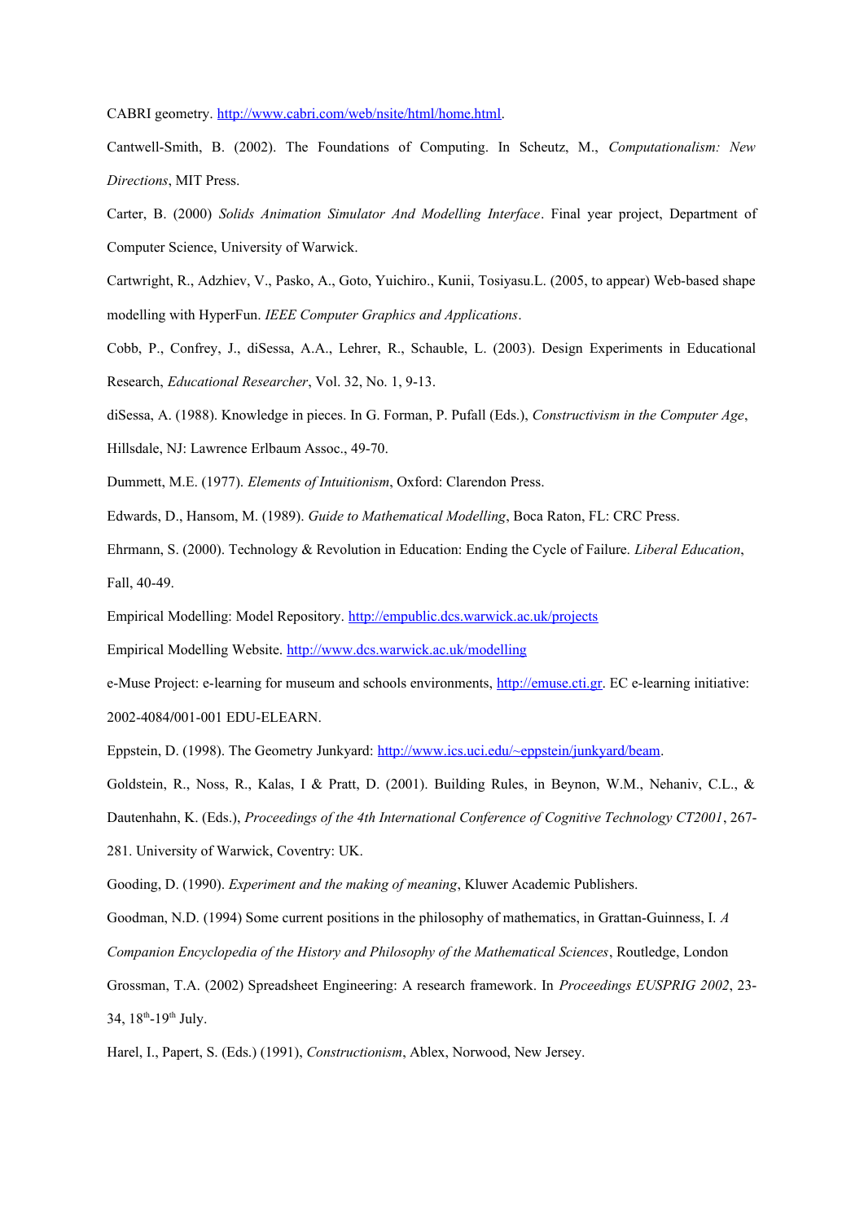CABRI geometry. http://www.cabri.com/web/nsite/html/home.html.

Cantwell-Smith, B. (2002). The Foundations of Computing. In Scheutz, M., *Computationalism: New Directions*, MIT Press.

Carter, B. (2000) *Solids Animation Simulator And Modelling Interface*. Final year project, Department of Computer Science, University of Warwick.

Cartwright, R., Adzhiev, V., Pasko, A., Goto, Yuichiro., Kunii, Tosiyasu.L. (2005, to appear) Web-based shape modelling with HyperFun. *IEEE Computer Graphics and Applications*.

Cobb, P., Confrey, J., diSessa, A.A., Lehrer, R., Schauble, L. (2003). Design Experiments in Educational Research, *Educational Researcher*, Vol. 32, No. 1, 9-13.

diSessa, A. (1988). Knowledge in pieces. In G. Forman, P. Pufall (Eds.), *Constructivism in the Computer Age*, Hillsdale, NJ: Lawrence Erlbaum Assoc., 49-70.

Dummett, M.E. (1977). *Elements of Intuitionism*, Oxford: Clarendon Press.

Edwards, D., Hansom, M. (1989). *Guide to Mathematical Modelling*, Boca Raton, FL: CRC Press.

Ehrmann, S. (2000). Technology & Revolution in Education: Ending the Cycle of Failure. *Liberal Education*, Fall, 40-49.

Empirical Modelling: Model Repository. http://empublic.dcs.warwick.ac.uk/projects

Empirical Modelling Website. http://www.dcs.warwick.ac.uk/modelling

e-Muse Project: e-learning for museum and schools environments, http://emuse.cti.gr. EC e-learning initiative: 2002-4084/001-001 EDU-ELEARN.

Eppstein, D. (1998). The Geometry Junkyard: http://www.ics.uci.edu/~eppstein/junkyard/beam.

Goldstein, R., Noss, R., Kalas, I & Pratt, D. (2001). Building Rules, in Beynon, W.M., Nehaniv, C.L., & Dautenhahn, K. (Eds.), *Proceedings of the 4th International Conference of Cognitive Technology CT2001*, 267-281. University of Warwick, Coventry: UK.

Gooding, D. (1990). *Experiment and the making of meaning*, Kluwer Academic Publishers.

Goodman, N.D. (1994) Some current positions in the philosophy of mathematics, in Grattan-Guinness, I. *A Companion Encyclopedia of the History and Philosophy of the Mathematical Sciences*, Routledge, London

Grossman, T.A. (2002) Spreadsheet Engineering: A research framework. In *Proceedings EUSPRIG 2002*, 23-34, 18th-19th July.

Harel, I., Papert, S. (Eds.) (1991), *Constructionism*, Ablex, Norwood, New Jersey.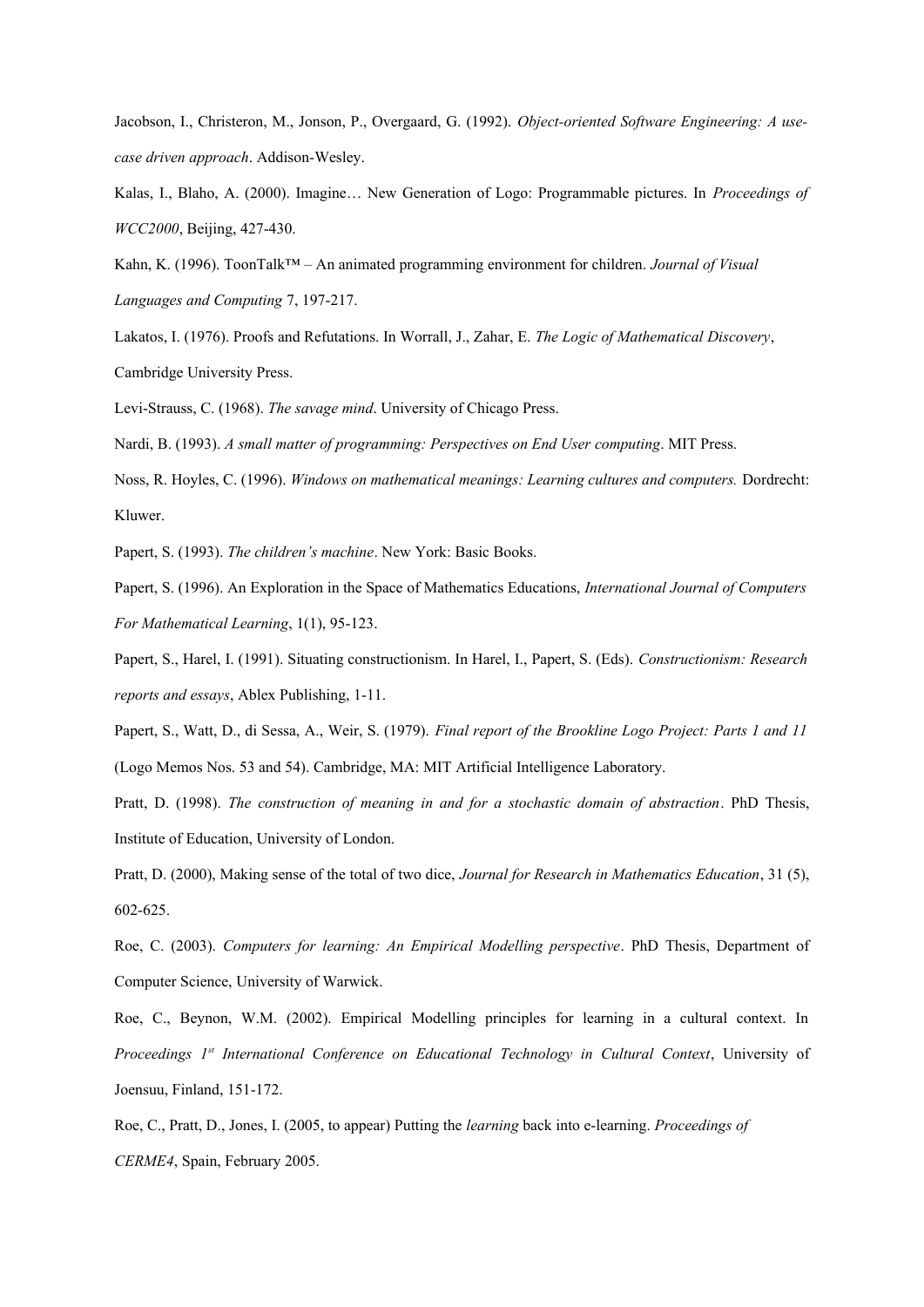Jacobson, I., Christeron, M., Jonson, P., Overgaard, G. (1992). *Object-oriented Software Engineering: A use-case driven approach*. Addison-Wesley.

Kalas, I., Blaho, A. (2000). Imagine… New Generation of Logo: Programmable pictures. In *Proceedings of WCC2000*, Beijing, 427-430.

Kahn, K. (1996). ToonTalk™ – An animated programming environment for children. *Journal of Visual Languages and Computing* 7, 197-217.

Lakatos, I. (1976). Proofs and Refutations. In Worrall, J., Zahar, E. *The Logic of Mathematical Discovery*, Cambridge University Press.

Levi-Strauss, C. (1968). *The savage mind*. University of Chicago Press.

Nardi, B. (1993). *A small matter of programming: Perspectives on End User computing*. MIT Press.

Noss, R. Hoyles, C. (1996). *Windows on mathematical meanings: Learning cultures and computers.* Dordrecht: Kluwer.

Papert, S. (1993). *The children's machine*. New York: Basic Books.

Papert, S. (1996). An Exploration in the Space of Mathematics Educations, *International Journal of Computers For Mathematical Learning*, 1(1), 95-123.

Papert, S., Harel, I. (1991). Situating constructionism. In Harel, I., Papert, S. (Eds). *Constructionism: Research reports and essays*, Ablex Publishing, 1-11.

Papert, S., Watt, D., di Sessa, A., Weir, S. (1979). *Final report of the Brookline Logo Project: Parts 1 and 11* (Logo Memos Nos. 53 and 54). Cambridge, MA: MIT Artificial Intelligence Laboratory.

Pratt, D. (1998). *The construction of meaning in and for a stochastic domain of abstraction*. PhD Thesis, Institute of Education, University of London.

Pratt, D. (2000), Making sense of the total of two dice, *Journal for Research in Mathematics Education*, 31 (5), 602-625.

Roe, C. (2003). *Computers for learning: An Empirical Modelling perspective*. PhD Thesis, Department of Computer Science, University of Warwick.

Roe, C., Beynon, W.M. (2002). Empirical Modelling principles for learning in a cultural context. In *Proceedings 1st International Conference on Educational Technology in Cultural Context*, University of Joensuu, Finland, 151-172.

Roe, C., Pratt, D., Jones, I. (2005, to appear) Putting the *learning* back into e-learning. *Proceedings of CERME4*, Spain, February 2005.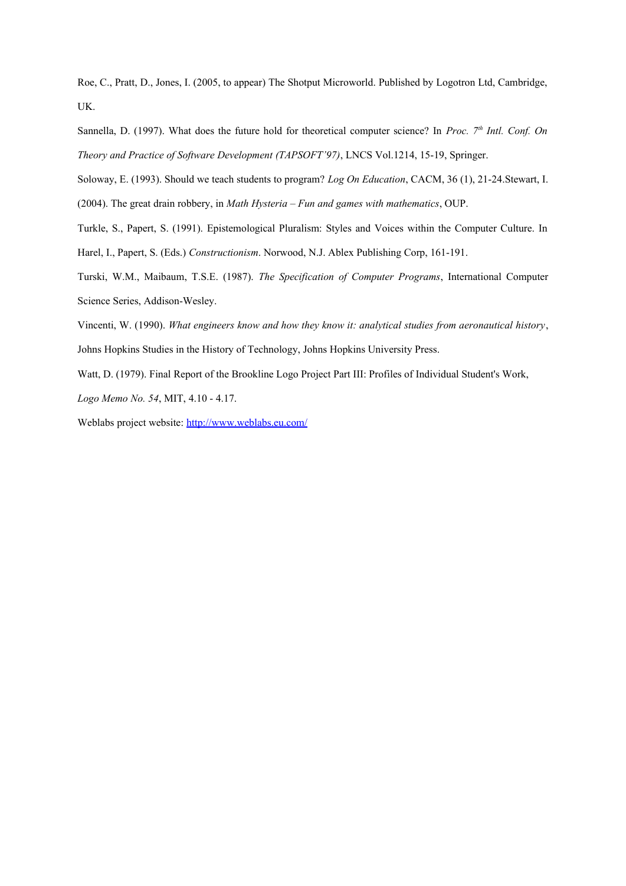Roe, C., Pratt, D., Jones, I. (2005, to appear) The Shotput Microworld. Published by Logotron Ltd, Cambridge, UK.

Sannella, D. (1997). What does the future hold for theoretical computer science? In *Proc. 7th Intl. Conf. On Theory and Practice of Software Development (TAPSOFT'97)*, LNCS Vol.1214, 15-19, Springer.

Soloway, E. (1993). Should we teach students to program? *Log On Education*, CACM, 36 (1), 21-24.Stewart, I. (2004). The great drain robbery, in *Math Hysteria – Fun and games with mathematics*, OUP.

Turkle, S., Papert, S. (1991). Epistemological Pluralism: Styles and Voices within the Computer Culture. In Harel, I., Papert, S. (Eds.) *Constructionism*. Norwood, N.J. Ablex Publishing Corp, 161-191.

Turski, W.M., Maibaum, T.S.E. (1987). *The Specification of Computer Programs*, International Computer Science Series, Addison-Wesley.

Vincenti, W. (1990). *What engineers know and how they know it: analytical studies from aeronautical history*, Johns Hopkins Studies in the History of Technology, Johns Hopkins University Press.

Watt, D. (1979). Final Report of the Brookline Logo Project Part III: Profiles of Individual Student's Work, *Logo Memo No. 54*, MIT, 4.10 - 4.17.

Weblabs project website: http://www.weblabs.eu.com/